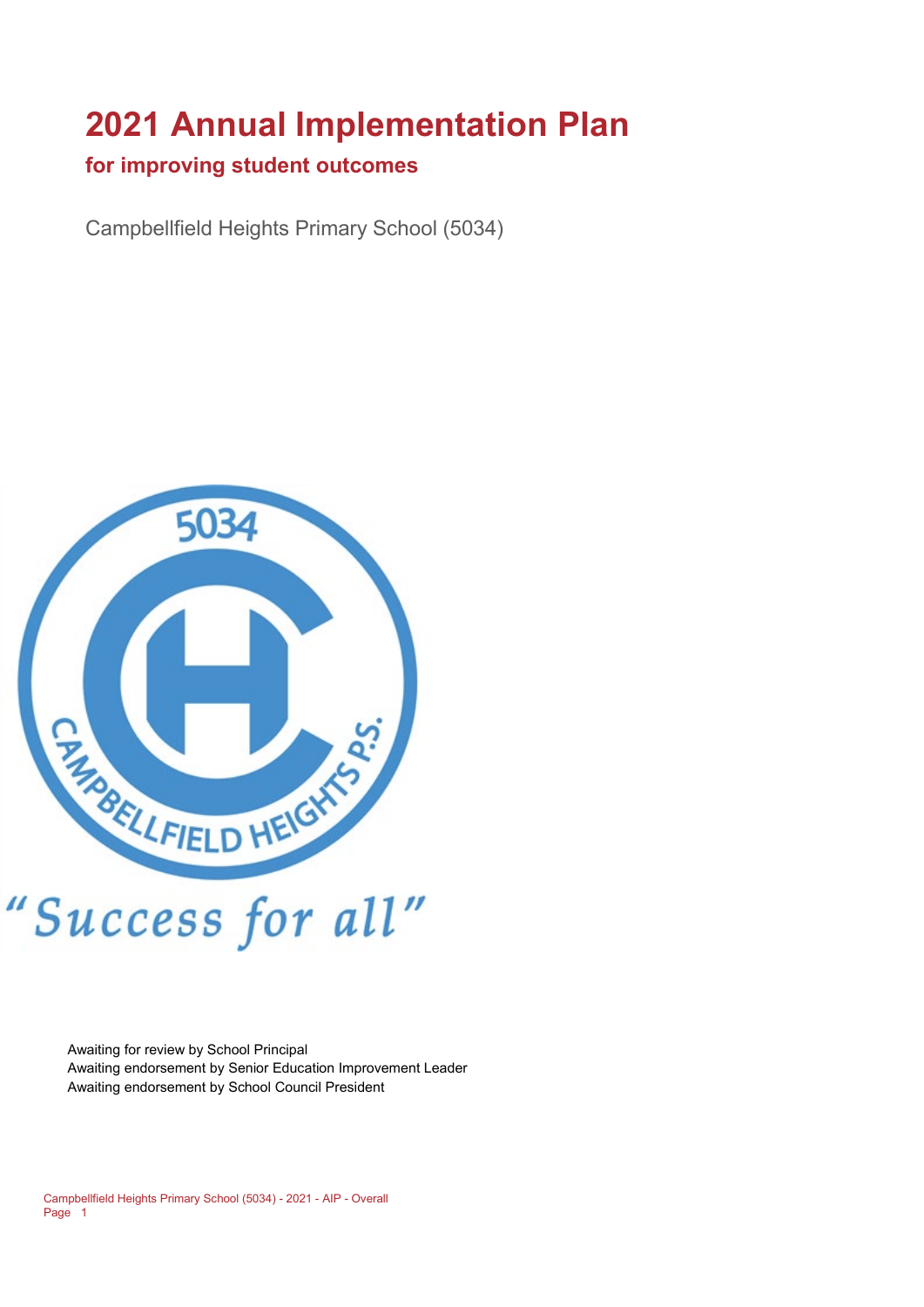# 2021 Annual Implementation Plan

## for improving student outcomes

Campbellfield Heights Primary School (5034)

"Success for all"

Awaiting for review by School Principal
Awaiting endorsement by Senior Education Improvement Leader
Awaiting endorsement by School Council President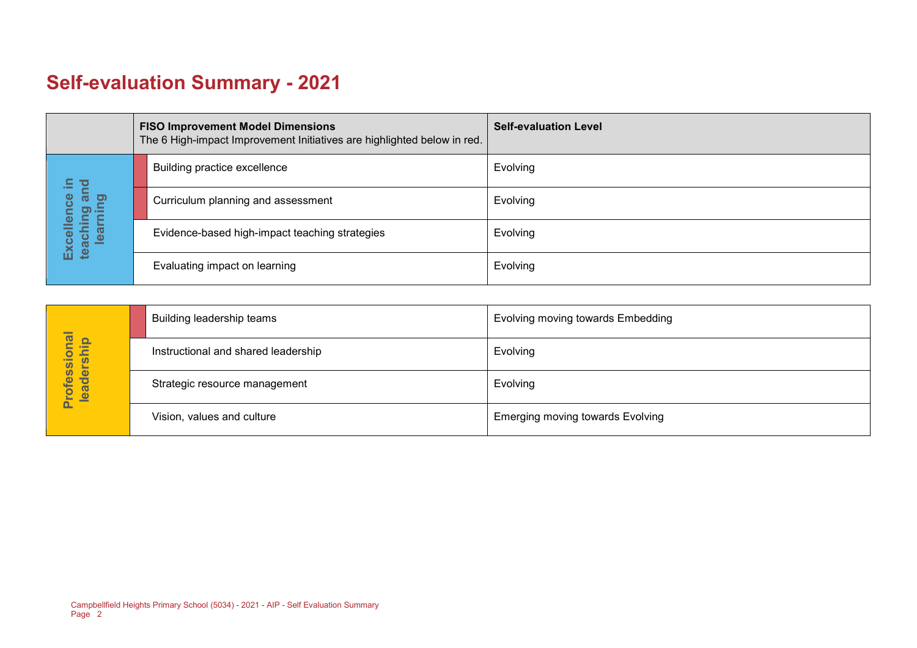# Self-evaluation Summary - 2021

| | **FISO Improvement Model Dimensions**<br>The 6 High-impact Improvement Initiatives are highlighted below in red. | **Self-evaluation Level** |
|---|---|---|
| Excellence in teaching and learning | Building practice excellence | Evolving |
| | Curriculum planning and assessment | Evolving |
| | Evidence-based high-impact teaching strategies | Evolving |
| | Evaluating impact on learning | Evolving |

| | | |
|---|---|---|
| Professional leadership | Building leadership teams | Evolving moving towards Embedding |
| | Instructional and shared leadership | Evolving |
| | Strategic resource management | Evolving |
| | Vision, values and culture | Emerging moving towards Evolving |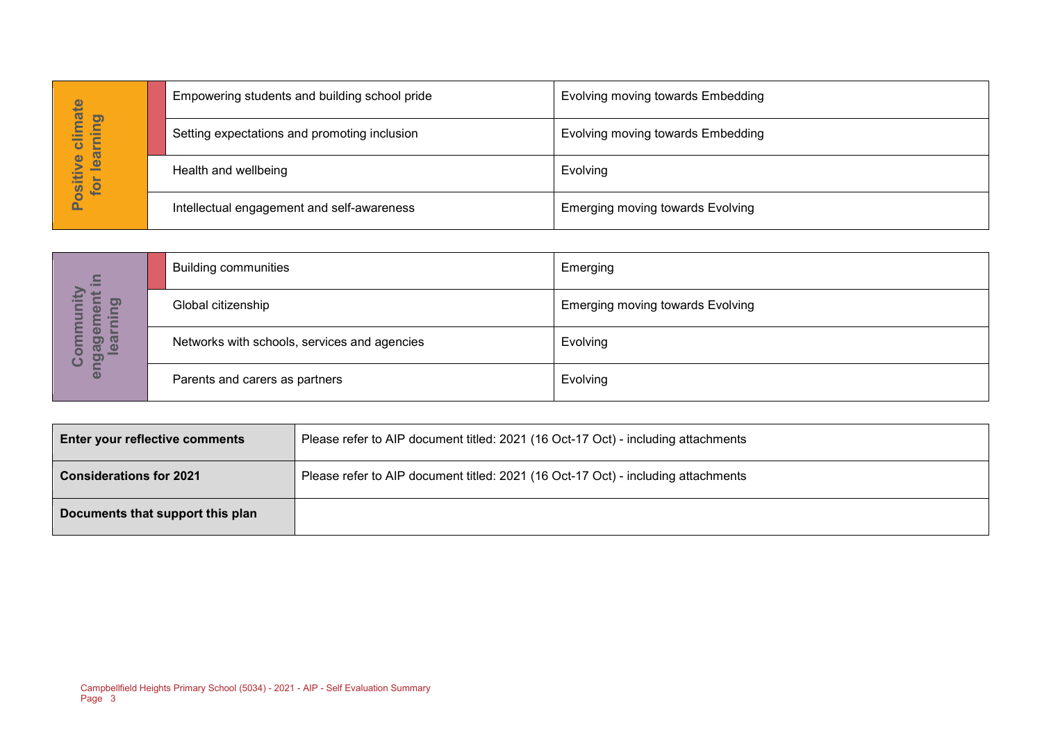| Positive climate for learning | | |
|---|---|---|
| | Empowering students and building school pride | Evolving moving towards Embedding |
| | Setting expectations and promoting inclusion | Evolving moving towards Embedding |
| | Health and wellbeing | Evolving |
| | Intellectual engagement and self-awareness | Emerging moving towards Evolving |

| Community engagement in learning | | |
|---|---|---|
| | Building communities | Emerging |
| | Global citizenship | Emerging moving towards Evolving |
| | Networks with schools, services and agencies | Evolving |
| | Parents and carers as partners | Evolving |

| | |
|---|---|
| **Enter your reflective comments** | Please refer to AIP document titled: 2021 (16 Oct-17 Oct) - including attachments |
| **Considerations for 2021** | Please refer to AIP document titled: 2021 (16 Oct-17 Oct) - including attachments |
| **Documents that support this plan** | |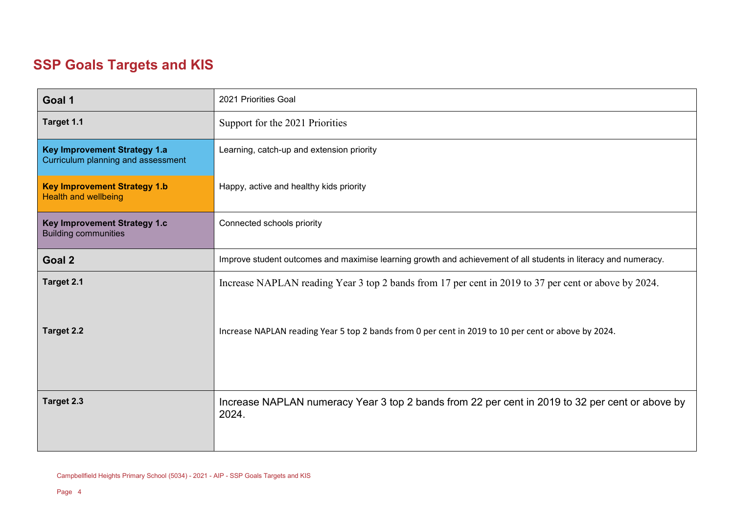## SSP Goals Targets and KIS

| | |
|---|---|
| **Goal 1** | 2021 Priorities Goal |
| **Target 1.1** | Support for the 2021 Priorities |
| **Key Improvement Strategy 1.a** Curriculum planning and assessment | Learning, catch-up and extension priority |
| **Key Improvement Strategy 1.b** Health and wellbeing | Happy, active and healthy kids priority |
| **Key Improvement Strategy 1.c** Building communities | Connected schools priority |
| **Goal 2** | Improve student outcomes and maximise learning growth and achievement of all students in literacy and numeracy. |
| **Target 2.1** | Increase NAPLAN reading Year 3 top 2 bands from 17 per cent in 2019 to 37 per cent or above by 2024. |
| **Target 2.2** | Increase NAPLAN reading Year 5 top 2 bands from 0 per cent in 2019 to 10 per cent or above by 2024. |
| **Target 2.3** | Increase NAPLAN numeracy Year 3 top 2 bands from 22 per cent in 2019 to 32 per cent or above by 2024. |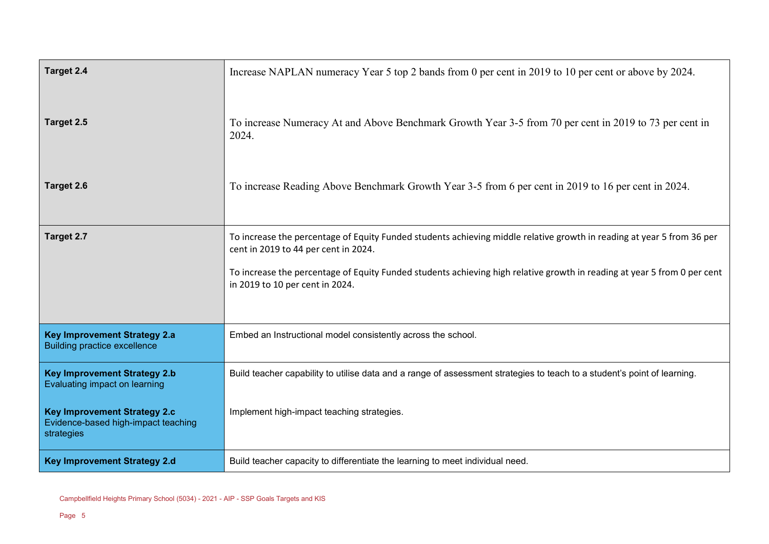| | |
|---|---|
| **Target 2.4** | Increase NAPLAN numeracy Year 5 top 2 bands from 0 per cent in 2019 to 10 per cent or above by 2024. |
| **Target 2.5** | To increase Numeracy At and Above Benchmark Growth Year 3-5 from 70 per cent in 2019 to 73 per cent in 2024. |
| **Target 2.6** | To increase Reading Above Benchmark Growth Year 3-5 from 6 per cent in 2019 to 16 per cent in 2024. |
| **Target 2.7** | To increase the percentage of Equity Funded students achieving middle relative growth in reading at year 5 from 36 per cent in 2019 to 44 per cent in 2024.<br><br>To increase the percentage of Equity Funded students achieving high relative growth in reading at year 5 from 0 per cent in 2019 to 10 per cent in 2024. |
| **Key Improvement Strategy 2.a**<br>Building practice excellence | Embed an Instructional model consistently across the school. |
| **Key Improvement Strategy 2.b**<br>Evaluating impact on learning | Build teacher capability to utilise data and a range of assessment strategies to teach to a student's point of learning. |
| **Key Improvement Strategy 2.c**<br>Evidence-based high-impact teaching strategies | Implement high-impact teaching strategies. |
| **Key Improvement Strategy 2.d** | Build teacher capacity to differentiate the learning to meet individual need. |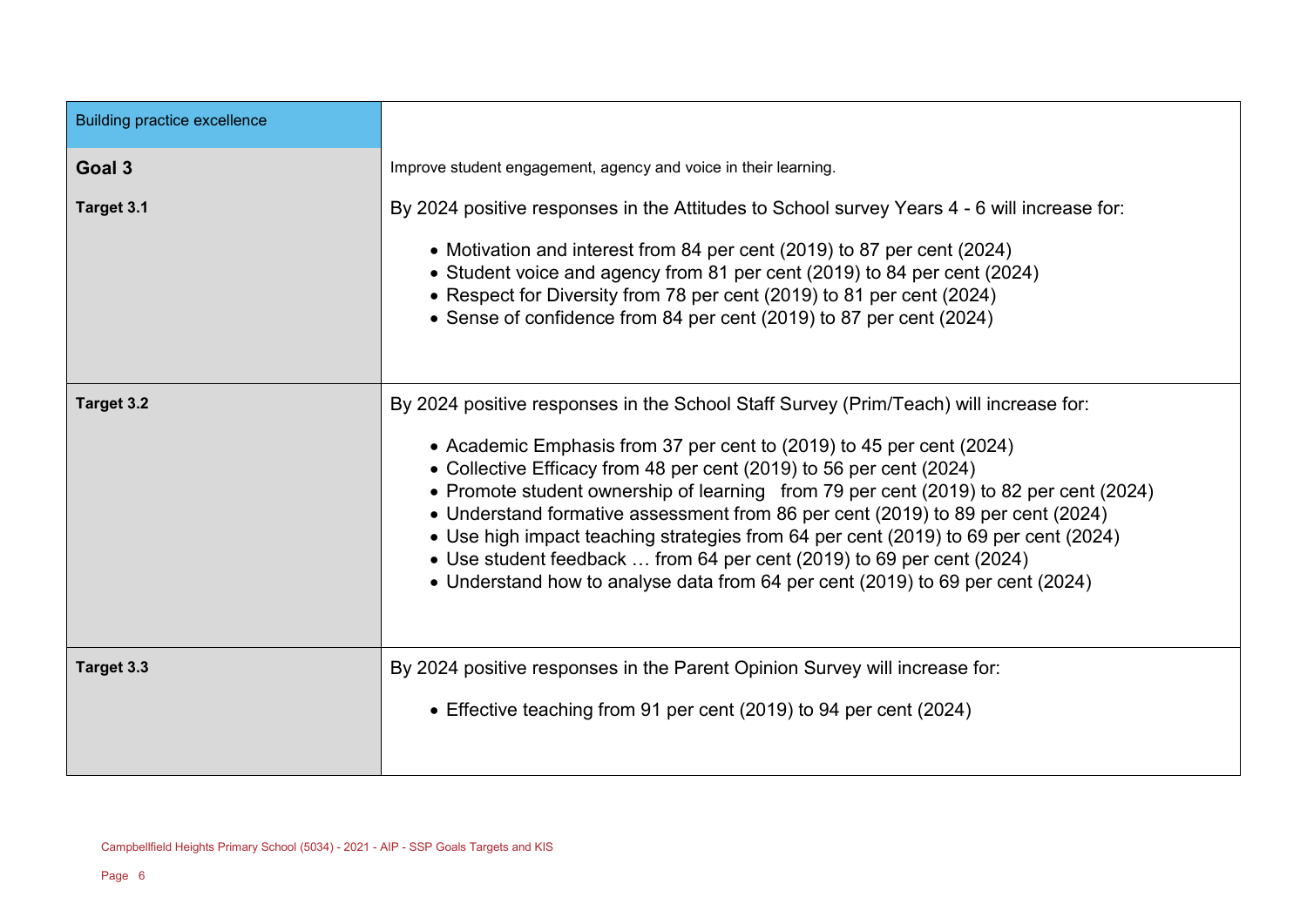| Building practice excellence | |
|---|---|
| **Goal 3** | Improve student engagement, agency and voice in their learning. |
| **Target 3.1** | By 2024 positive responses in the Attitudes to School survey Years 4 - 6 will increase for:<br><br>• Motivation and interest from 84 per cent (2019) to 87 per cent (2024)<br>• Student voice and agency from 81 per cent (2019) to 84 per cent (2024)<br>• Respect for Diversity from 78 per cent (2019) to 81 per cent (2024)<br>• Sense of confidence from 84 per cent (2019) to 87 per cent (2024) |
| **Target 3.2** | By 2024 positive responses in the School Staff Survey (Prim/Teach) will increase for:<br><br>• Academic Emphasis from 37 per cent to (2019) to 45 per cent (2024)<br>• Collective Efficacy from 48 per cent (2019) to 56 per cent (2024)<br>• Promote student ownership of learning from 79 per cent (2019) to 82 per cent (2024)<br>• Understand formative assessment from 86 per cent (2019) to 89 per cent (2024)<br>• Use high impact teaching strategies from 64 per cent (2019) to 69 per cent (2024)<br>• Use student feedback … from 64 per cent (2019) to 69 per cent (2024)<br>• Understand how to analyse data from 64 per cent (2019) to 69 per cent (2024) |
| **Target 3.3** | By 2024 positive responses in the Parent Opinion Survey will increase for:<br><br>• Effective teaching from 91 per cent (2019) to 94 per cent (2024) |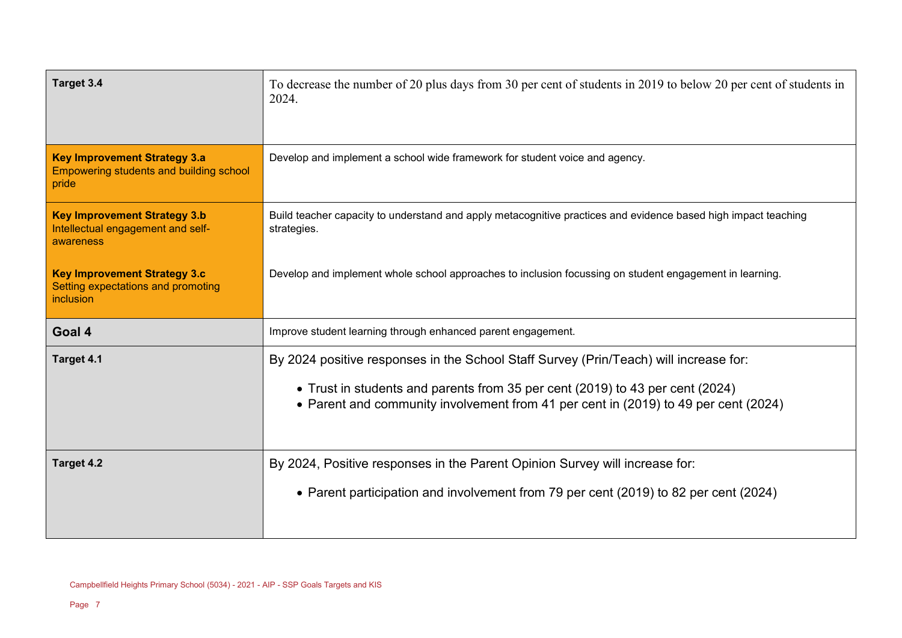| | |
|---|---|
| **Target 3.4** | To decrease the number of 20 plus days from 30 per cent of students in 2019 to below 20 per cent of students in 2024. |
| **Key Improvement Strategy 3.a** Empowering students and building school pride | Develop and implement a school wide framework for student voice and agency. |
| **Key Improvement Strategy 3.b** Intellectual engagement and self-awareness | Build teacher capacity to understand and apply metacognitive practices and evidence based high impact teaching strategies. |
| **Key Improvement Strategy 3.c** Setting expectations and promoting inclusion | Develop and implement whole school approaches to inclusion focussing on student engagement in learning. |
| **Goal 4** | Improve student learning through enhanced parent engagement. |
| **Target 4.1** | By 2024 positive responses in the School Staff Survey (Prin/Teach) will increase for: <br>• Trust in students and parents from 35 per cent (2019) to 43 per cent (2024) <br>• Parent and community involvement from 41 per cent in (2019) to 49 per cent (2024) |
| **Target 4.2** | By 2024, Positive responses in the Parent Opinion Survey will increase for: <br>• Parent participation and involvement from 79 per cent (2019) to 82 per cent (2024) |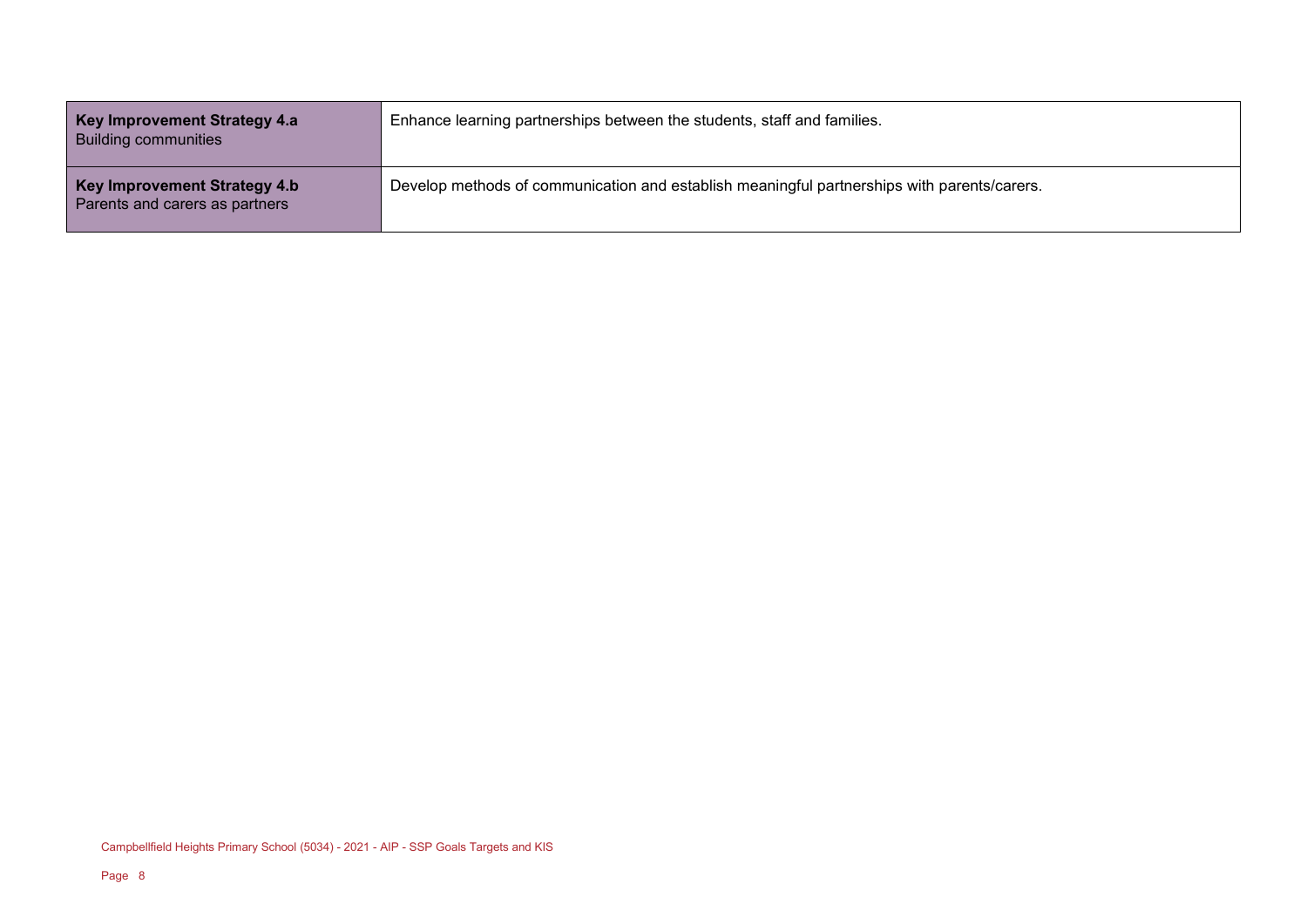| **Key Improvement Strategy 4.a** Building communities | Enhance learning partnerships between the students, staff and families. |
|---|---|
| **Key Improvement Strategy 4.b** Parents and carers as partners | Develop methods of communication and establish meaningful partnerships with parents/carers. |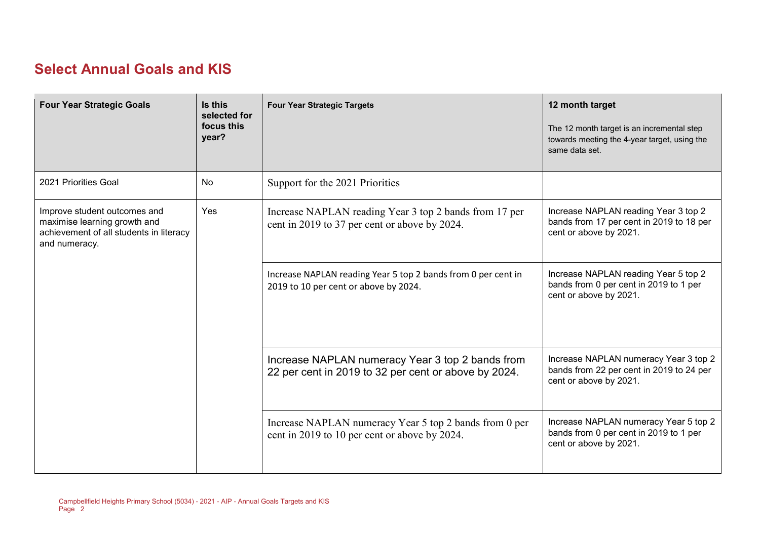## Select Annual Goals and KIS

| Four Year Strategic Goals | Is this selected for focus this year? | Four Year Strategic Targets | 12 month target<br>The 12 month target is an incremental step towards meeting the 4-year target, using the same data set. |
|---|---|---|---|
| 2021 Priorities Goal | No | Support for the 2021 Priorities | |
| Improve student outcomes and maximise learning growth and achievement of all students in literacy and numeracy. | Yes | Increase NAPLAN reading Year 3 top 2 bands from 17 per cent in 2019 to 37 per cent or above by 2024. | Increase NAPLAN reading Year 3 top 2 bands from 17 per cent in 2019 to 18 per cent or above by 2021. |
| | | Increase NAPLAN reading Year 5 top 2 bands from 0 per cent in 2019 to 10 per cent or above by 2024. | Increase NAPLAN reading Year 5 top 2 bands from 0 per cent in 2019 to 1 per cent or above by 2021. |
| | | Increase NAPLAN numeracy Year 3 top 2 bands from 22 per cent in 2019 to 32 per cent or above by 2024. | Increase NAPLAN numeracy Year 3 top 2 bands from 22 per cent in 2019 to 24 per cent or above by 2021. |
| | | Increase NAPLAN numeracy Year 5 top 2 bands from 0 per cent in 2019 to 10 per cent or above by 2024. | Increase NAPLAN numeracy Year 5 top 2 bands from 0 per cent in 2019 to 1 per cent or above by 2021. |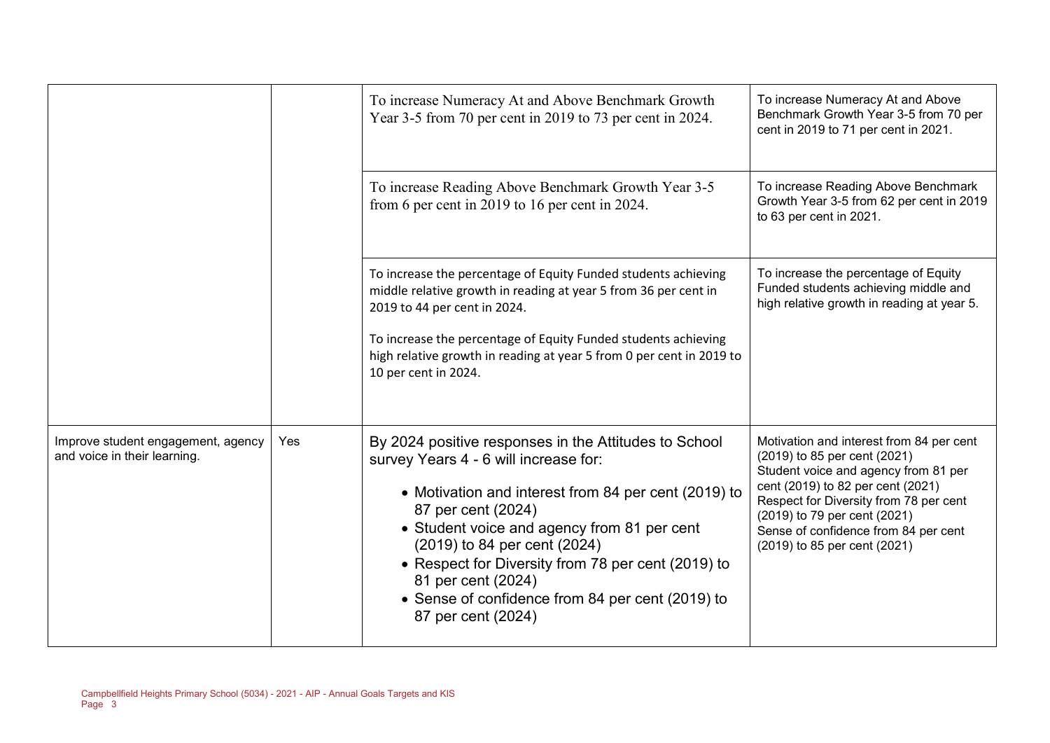| | | | |
|---|---|---|---|
| | | To increase Numeracy At and Above Benchmark Growth Year 3-5 from 70 per cent in 2019 to 73 per cent in 2024. | To increase Numeracy At and Above Benchmark Growth Year 3-5 from 70 per cent in 2019 to 71 per cent in 2021. |
| | | To increase Reading Above Benchmark Growth Year 3-5 from 6 per cent in 2019 to 16 per cent in 2024. | To increase Reading Above Benchmark Growth Year 3-5 from 62 per cent in 2019 to 63 per cent in 2021. |
| | | To increase the percentage of Equity Funded students achieving middle relative growth in reading at year 5 from 36 per cent in 2019 to 44 per cent in 2024.<br><br>To increase the percentage of Equity Funded students achieving high relative growth in reading at year 5 from 0 per cent in 2019 to 10 per cent in 2024. | To increase the percentage of Equity Funded students achieving middle and high relative growth in reading at year 5. |
| Improve student engagement, agency and voice in their learning. | Yes | By 2024 positive responses in the Attitudes to School survey Years 4 - 6 will increase for:<br><br>• Motivation and interest from 84 per cent (2019) to 87 per cent (2024)<br>• Student voice and agency from 81 per cent (2019) to 84 per cent (2024)<br>• Respect for Diversity from 78 per cent (2019) to 81 per cent (2024)<br>• Sense of confidence from 84 per cent (2019) to 87 per cent (2024) | Motivation and interest from 84 per cent (2019) to 85 per cent (2021)<br>Student voice and agency from 81 per cent (2019) to 82 per cent (2021)<br>Respect for Diversity from 78 per cent (2019) to 79 per cent (2021)<br>Sense of confidence from 84 per cent (2019) to 85 per cent (2021) |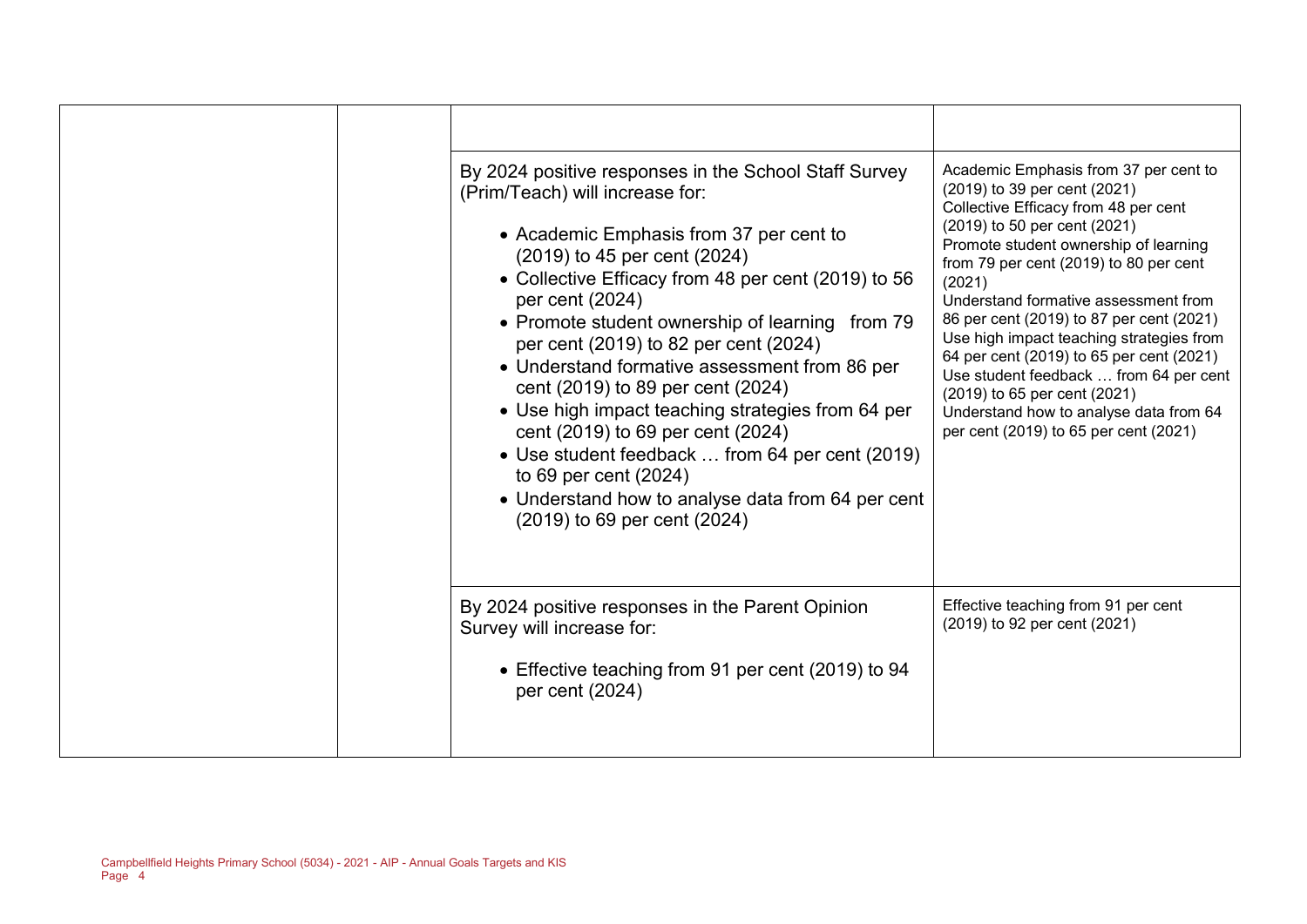| | | | |
|---|---|---|---|
| | | | |
| | | By 2024 positive responses in the School Staff Survey (Prim/Teach) will increase for:<br><br>• Academic Emphasis from 37 per cent to (2019) to 45 per cent (2024)<br>• Collective Efficacy from 48 per cent (2019) to 56 per cent (2024)<br>• Promote student ownership of learning from 79 per cent (2019) to 82 per cent (2024)<br>• Understand formative assessment from 86 per cent (2019) to 89 per cent (2024)<br>• Use high impact teaching strategies from 64 per cent (2019) to 69 per cent (2024)<br>• Use student feedback … from 64 per cent (2019) to 69 per cent (2024)<br>• Understand how to analyse data from 64 per cent (2019) to 69 per cent (2024) | Academic Emphasis from 37 per cent to (2019) to 39 per cent (2021)<br>Collective Efficacy from 48 per cent (2019) to 50 per cent (2021)<br>Promote student ownership of learning from 79 per cent (2019) to 80 per cent (2021)<br>Understand formative assessment from 86 per cent (2019) to 87 per cent (2021)<br>Use high impact teaching strategies from 64 per cent (2019) to 65 per cent (2021)<br>Use student feedback … from 64 per cent (2019) to 65 per cent (2021)<br>Understand how to analyse data from 64 per cent (2019) to 65 per cent (2021) |
| | | By 2024 positive responses in the Parent Opinion Survey will increase for:<br><br>• Effective teaching from 91 per cent (2019) to 94 per cent (2024) | Effective teaching from 91 per cent (2019) to 92 per cent (2021) |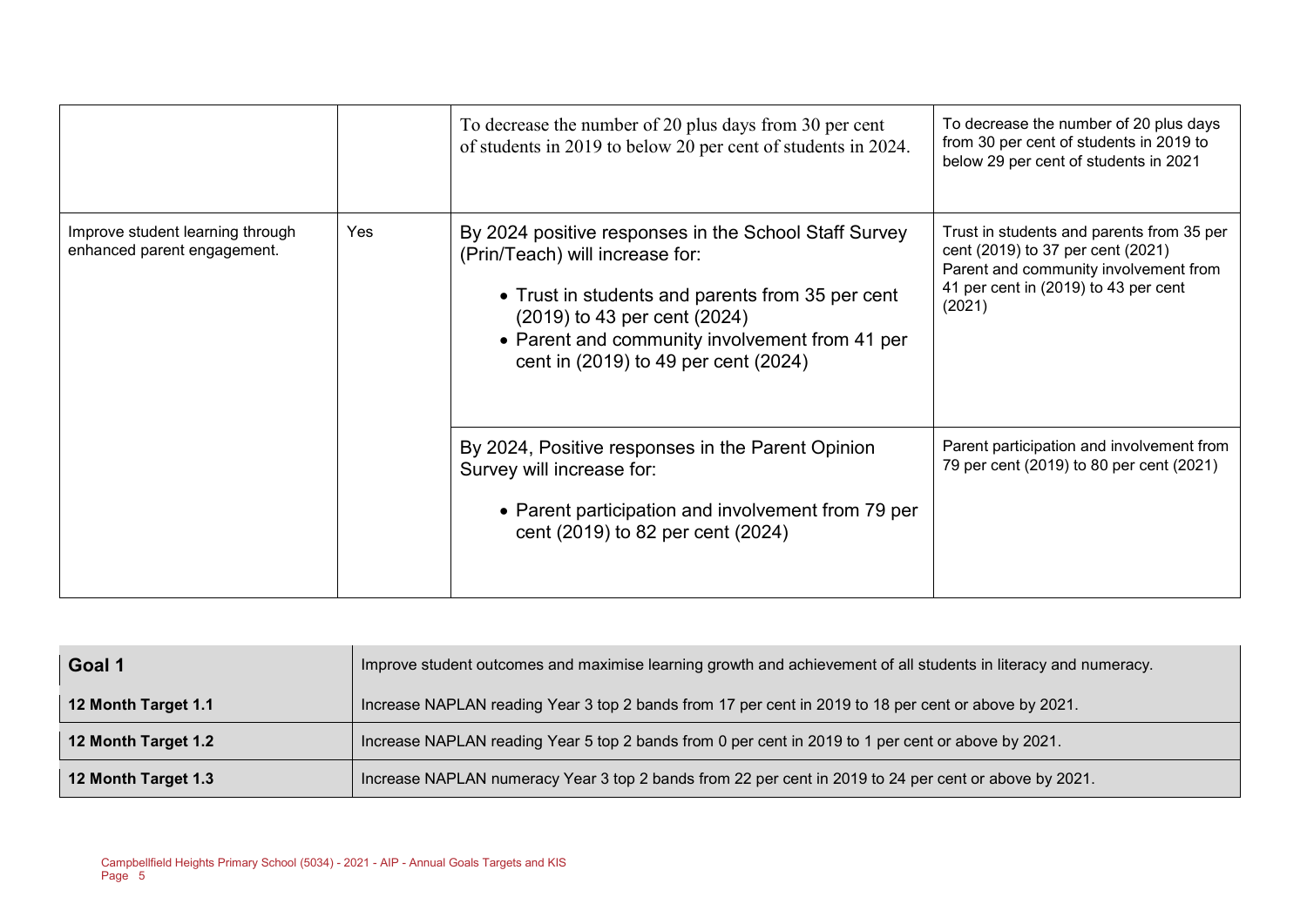| | | | |
|---|---|---|---|
| | | To decrease the number of 20 plus days from 30 per cent of students in 2019 to below 20 per cent of students in 2024. | To decrease the number of 20 plus days from 30 per cent of students in 2019 to below 29 per cent of students in 2021 |
| Improve student learning through enhanced parent engagement. | Yes | By 2024 positive responses in the School Staff Survey (Prin/Teach) will increase for:<br>• Trust in students and parents from 35 per cent (2019) to 43 per cent (2024)<br>• Parent and community involvement from 41 per cent in (2019) to 49 per cent (2024) | Trust in students and parents from 35 per cent (2019) to 37 per cent (2021)<br>Parent and community involvement from 41 per cent in (2019) to 43 per cent (2021) |
| | | By 2024, Positive responses in the Parent Opinion Survey will increase for:<br>• Parent participation and involvement from 79 per cent (2019) to 82 per cent (2024) | Parent participation and involvement from 79 per cent (2019) to 80 per cent (2021) |

| **Goal 1** | Improve student outcomes and maximise learning growth and achievement of all students in literacy and numeracy. |
|---|---|
| **12 Month Target 1.1** | Increase NAPLAN reading Year 3 top 2 bands from 17 per cent in 2019 to 18 per cent or above by 2021. |
| **12 Month Target 1.2** | Increase NAPLAN reading Year 5 top 2 bands from 0 per cent in 2019 to 1 per cent or above by 2021. |
| **12 Month Target 1.3** | Increase NAPLAN numeracy Year 3 top 2 bands from 22 per cent in 2019 to 24 per cent or above by 2021. |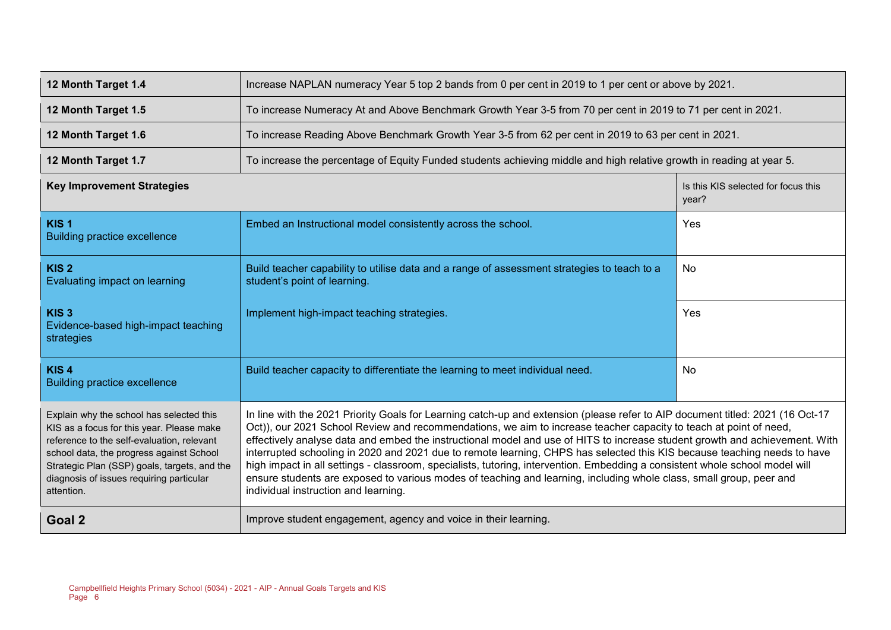| | | |
|---|---|---|
| **12 Month Target 1.4** | Increase NAPLAN numeracy Year 5 top 2 bands from 0 per cent in 2019 to 1 per cent or above by 2021. | |
| **12 Month Target 1.5** | To increase Numeracy At and Above Benchmark Growth Year 3-5 from 70 per cent in 2019 to 71 per cent in 2021. | |
| **12 Month Target 1.6** | To increase Reading Above Benchmark Growth Year 3-5 from 62 per cent in 2019 to 63 per cent in 2021. | |
| **12 Month Target 1.7** | To increase the percentage of Equity Funded students achieving middle and high relative growth in reading at year 5. | |
| **Key Improvement Strategies** | | Is this KIS selected for focus this year? |
| **KIS 1** Building practice excellence | Embed an Instructional model consistently across the school. | Yes |
| **KIS 2** Evaluating impact on learning | Build teacher capability to utilise data and a range of assessment strategies to teach to a student's point of learning. | No |
| **KIS 3** Evidence-based high-impact teaching strategies | Implement high-impact teaching strategies. | Yes |
| **KIS 4** Building practice excellence | Build teacher capacity to differentiate the learning to meet individual need. | No |
| Explain why the school has selected this KIS as a focus for this year. Please make reference to the self-evaluation, relevant school data, the progress against School Strategic Plan (SSP) goals, targets, and the diagnosis of issues requiring particular attention. | In line with the 2021 Priority Goals for Learning catch-up and extension (please refer to AIP document titled: 2021 (16 Oct-17 Oct)), our 2021 School Review and recommendations, we aim to increase teacher capacity to teach at point of need, effectively analyse data and embed the instructional model and use of HITS to increase student growth and achievement. With interrupted schooling in 2020 and 2021 due to remote learning, CHPS has selected this KIS because teaching needs to have high impact in all settings - classroom, specialists, tutoring, intervention. Embedding a consistent whole school model will ensure students are exposed to various modes of teaching and learning, including whole class, small group, peer and individual instruction and learning. | |
| **Goal 2** | Improve student engagement, agency and voice in their learning. | |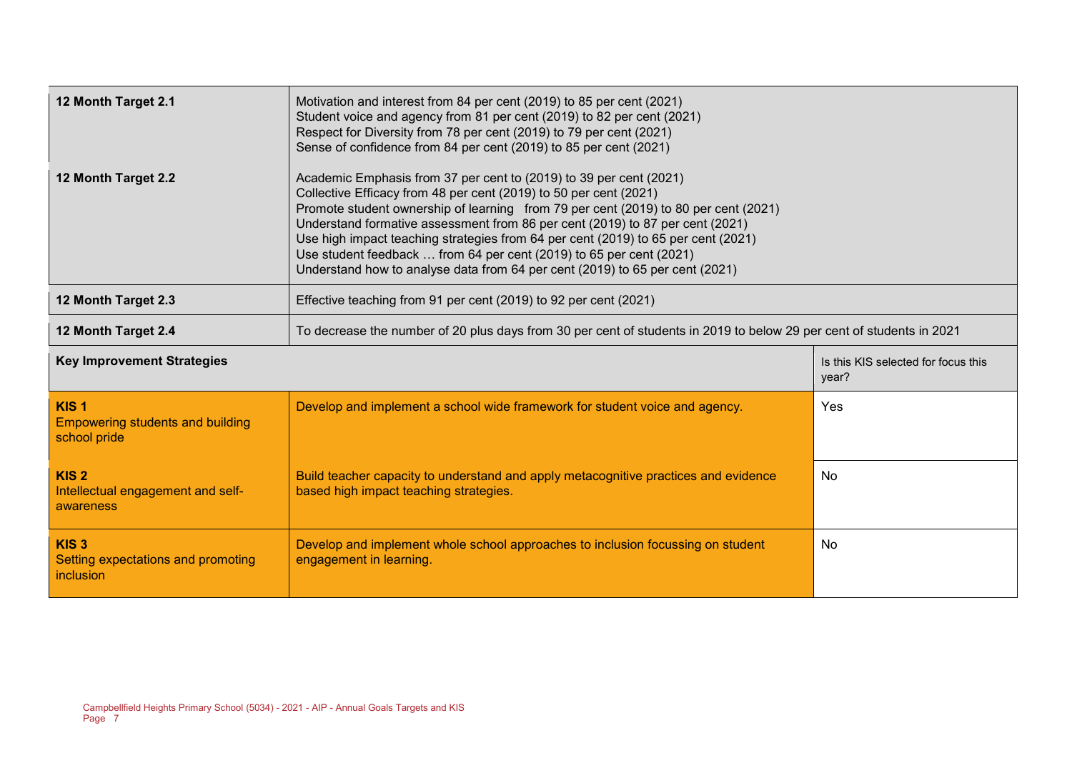| | | |
|---|---|---|
| **12 Month Target 2.1** | Motivation and interest from 84 per cent (2019) to 85 per cent (2021)<br>Student voice and agency from 81 per cent (2019) to 82 per cent (2021)<br>Respect for Diversity from 78 per cent (2019) to 79 per cent (2021)<br>Sense of confidence from 84 per cent (2019) to 85 per cent (2021) | |
| **12 Month Target 2.2** | Academic Emphasis from 37 per cent to (2019) to 39 per cent (2021)<br>Collective Efficacy from 48 per cent (2019) to 50 per cent (2021)<br>Promote student ownership of learning from 79 per cent (2019) to 80 per cent (2021)<br>Understand formative assessment from 86 per cent (2019) to 87 per cent (2021)<br>Use high impact teaching strategies from 64 per cent (2019) to 65 per cent (2021)<br>Use student feedback … from 64 per cent (2019) to 65 per cent (2021)<br>Understand how to analyse data from 64 per cent (2019) to 65 per cent (2021) | |
| **12 Month Target 2.3** | Effective teaching from 91 per cent (2019) to 92 per cent (2021) | |
| **12 Month Target 2.4** | To decrease the number of 20 plus days from 30 per cent of students in 2019 to below 29 per cent of students in 2021 | |
| **Key Improvement Strategies** | | Is this KIS selected for focus this year? |
| **KIS 1**<br>Empowering students and building school pride | Develop and implement a school wide framework for student voice and agency. | Yes |
| **KIS 2**<br>Intellectual engagement and self-awareness | Build teacher capacity to understand and apply metacognitive practices and evidence based high impact teaching strategies. | No |
| **KIS 3**<br>Setting expectations and promoting inclusion | Develop and implement whole school approaches to inclusion focussing on student engagement in learning. | No |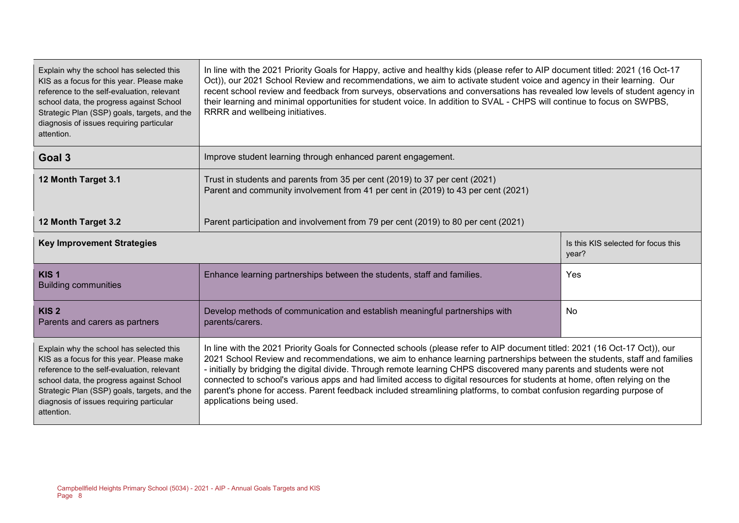| | | |
|---|---|---|
| Explain why the school has selected this KIS as a focus for this year. Please make reference to the self-evaluation, relevant school data, the progress against School Strategic Plan (SSP) goals, targets, and the diagnosis of issues requiring particular attention. | In line with the 2021 Priority Goals for Happy, active and healthy kids (please refer to AIP document titled: 2021 (16 Oct-17 Oct)), our 2021 School Review and recommendations, we aim to activate student voice and agency in their learning. Our recent school review and feedback from surveys, observations and conversations has revealed low levels of student agency in their learning and minimal opportunities for student voice. In addition to SVAL - CHPS will continue to focus on SWPBS, RRRR and wellbeing initiatives. | |
| **Goal 3** | Improve student learning through enhanced parent engagement. | |
| **12 Month Target 3.1** | Trust in students and parents from 35 per cent (2019) to 37 per cent (2021)<br>Parent and community involvement from 41 per cent in (2019) to 43 per cent (2021) | |
| **12 Month Target 3.2** | Parent participation and involvement from 79 per cent (2019) to 80 per cent (2021) | |
| **Key Improvement Strategies** | | Is this KIS selected for focus this year? |
| **KIS 1**<br>Building communities | Enhance learning partnerships between the students, staff and families. | Yes |
| **KIS 2**<br>Parents and carers as partners | Develop methods of communication and establish meaningful partnerships with parents/carers. | No |
| Explain why the school has selected this KIS as a focus for this year. Please make reference to the self-evaluation, relevant school data, the progress against School Strategic Plan (SSP) goals, targets, and the diagnosis of issues requiring particular attention. | In line with the 2021 Priority Goals for Connected schools (please refer to AIP document titled: 2021 (16 Oct-17 Oct)), our 2021 School Review and recommendations, we aim to enhance learning partnerships between the students, staff and families - initially by bridging the digital divide. Through remote learning CHPS discovered many parents and students were not connected to school's various apps and had limited access to digital resources for students at home, often relying on the parent's phone for access. Parent feedback included streamlining platforms, to combat confusion regarding purpose of applications being used. | |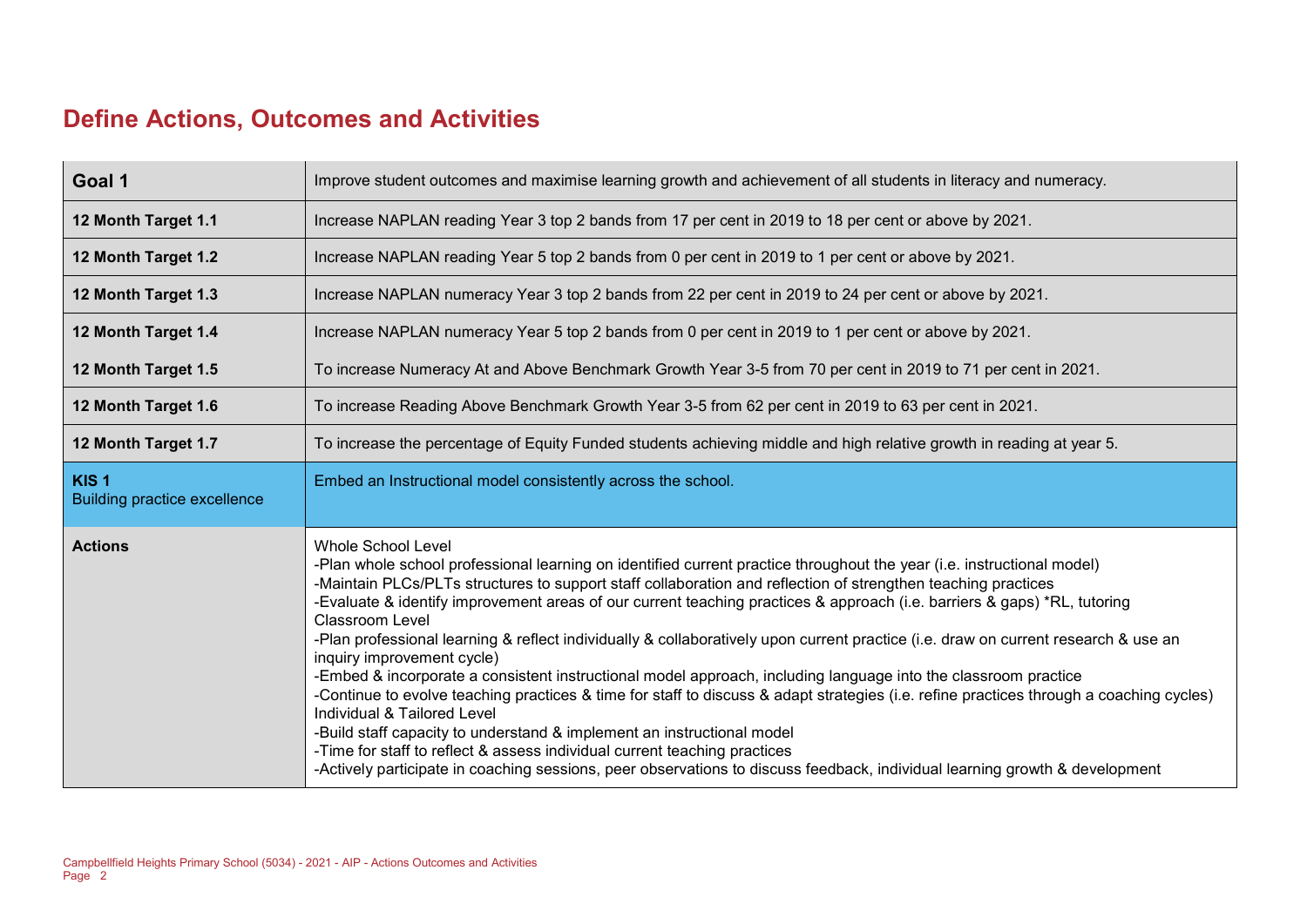## Define Actions, Outcomes and Activities

| Goal 1 | Improve student outcomes and maximise learning growth and achievement of all students in literacy and numeracy. |
|---|---|
| 12 Month Target 1.1 | Increase NAPLAN reading Year 3 top 2 bands from 17 per cent in 2019 to 18 per cent or above by 2021. |
| 12 Month Target 1.2 | Increase NAPLAN reading Year 5 top 2 bands from 0 per cent in 2019 to 1 per cent or above by 2021. |
| 12 Month Target 1.3 | Increase NAPLAN numeracy Year 3 top 2 bands from 22 per cent in 2019 to 24 per cent or above by 2021. |
| 12 Month Target 1.4 | Increase NAPLAN numeracy Year 5 top 2 bands from 0 per cent in 2019 to 1 per cent or above by 2021. |
| 12 Month Target 1.5 | To increase Numeracy At and Above Benchmark Growth Year 3-5 from 70 per cent in 2019 to 71 per cent in 2021. |
| 12 Month Target 1.6 | To increase Reading Above Benchmark Growth Year 3-5 from 62 per cent in 2019 to 63 per cent in 2021. |
| 12 Month Target 1.7 | To increase the percentage of Equity Funded students achieving middle and high relative growth in reading at year 5. |
| **KIS 1**<br>Building practice excellence | Embed an Instructional model consistently across the school. |
| **Actions** | Whole School Level<br>-Plan whole school professional learning on identified current practice throughout the year (i.e. instructional model)<br>-Maintain PLCs/PLTs structures to support staff collaboration and reflection of strengthen teaching practices<br>-Evaluate & identify improvement areas of our current teaching practices & approach (i.e. barriers & gaps) *RL, tutoring<br>Classroom Level<br>-Plan professional learning & reflect individually & collaboratively upon current practice (i.e. draw on current research & use an inquiry improvement cycle)<br>-Embed & incorporate a consistent instructional model approach, including language into the classroom practice<br>-Continue to evolve teaching practices & time for staff to discuss & adapt strategies (i.e. refine practices through a coaching cycles)<br>Individual & Tailored Level<br>-Build staff capacity to understand & implement an instructional model<br>-Time for staff to reflect & assess individual current teaching practices<br>-Actively participate in coaching sessions, peer observations to discuss feedback, individual learning growth & development |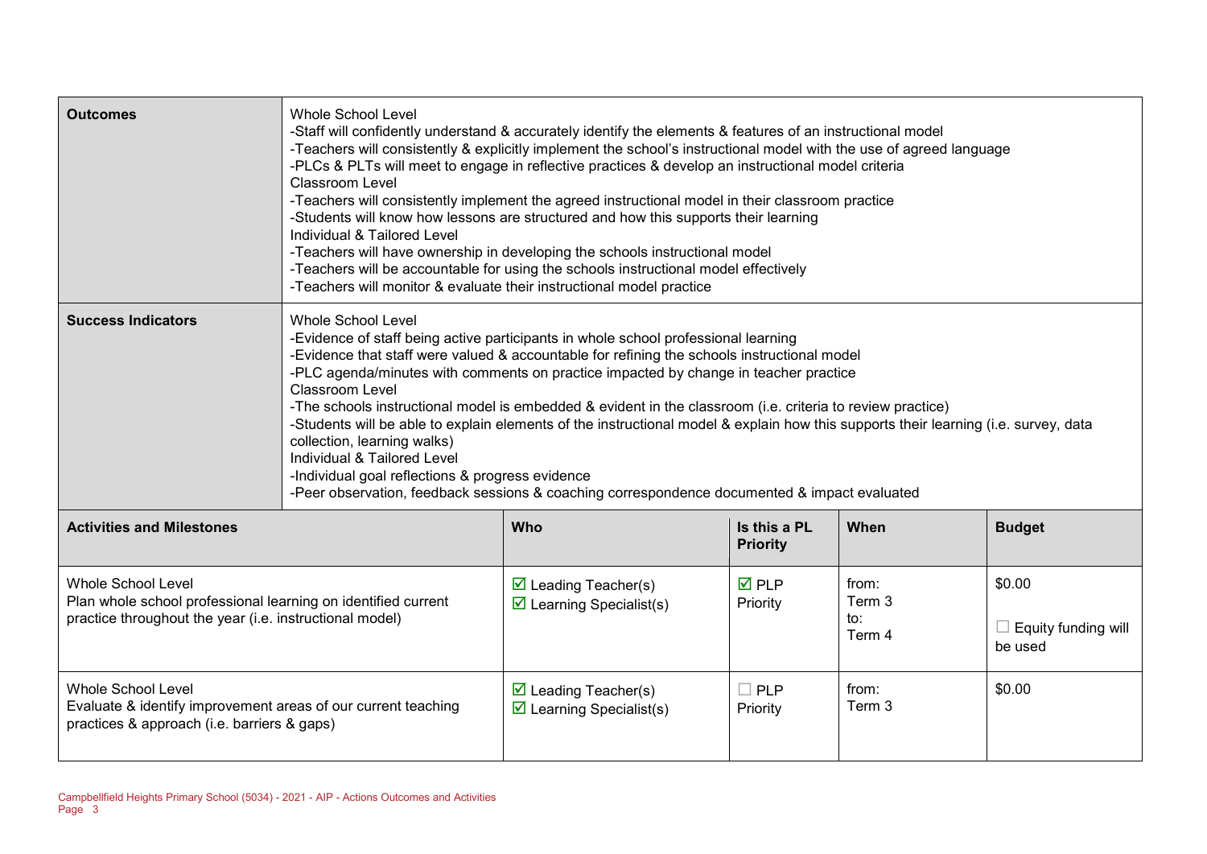| **Outcomes** | Whole School Level<br>-Staff will confidently understand & accurately identify the elements & features of an instructional model<br>-Teachers will consistently & explicitly implement the school's instructional model with the use of agreed language<br>-PLCs & PLTs will meet to engage in reflective practices & develop an instructional model criteria<br>Classroom Level<br>-Teachers will consistently implement the agreed instructional model in their classroom practice<br>-Students will know how lessons are structured and how this supports their learning<br>Individual & Tailored Level<br>-Teachers will have ownership in developing the schools instructional model<br>-Teachers will be accountable for using the schools instructional model effectively<br>-Teachers will monitor & evaluate their instructional model practice |
|---|---|
| **Success Indicators** | Whole School Level<br>-Evidence of staff being active participants in whole school professional learning<br>-Evidence that staff were valued & accountable for refining the schools instructional model<br>-PLC agenda/minutes with comments on practice impacted by change in teacher practice<br>Classroom Level<br>-The schools instructional model is embedded & evident in the classroom (i.e. criteria to review practice)<br>-Students will be able to explain elements of the instructional model & explain how this supports their learning (i.e. survey, data collection, learning walks)<br>Individual & Tailored Level<br>-Individual goal reflections & progress evidence<br>-Peer observation, feedback sessions & coaching correspondence documented & impact evaluated |

| **Activities and Milestones** | **Who** | **Is this a PL Priority** | **When** | **Budget** |
|---|---|---|---|---|
| Whole School Level<br>Plan whole school professional learning on identified current practice throughout the year (i.e. instructional model) | ☑ Leading Teacher(s)<br>☑ Learning Specialist(s) | ☑ PLP Priority | from:<br>Term 3<br>to:<br>Term 4 | $0.00<br><br>☐ Equity funding will be used |
| Whole School Level<br>Evaluate & identify improvement areas of our current teaching practices & approach (i.e. barriers & gaps) | ☑ Leading Teacher(s)<br>☑ Learning Specialist(s) | ☐ PLP Priority | from:<br>Term 3 | $0.00 |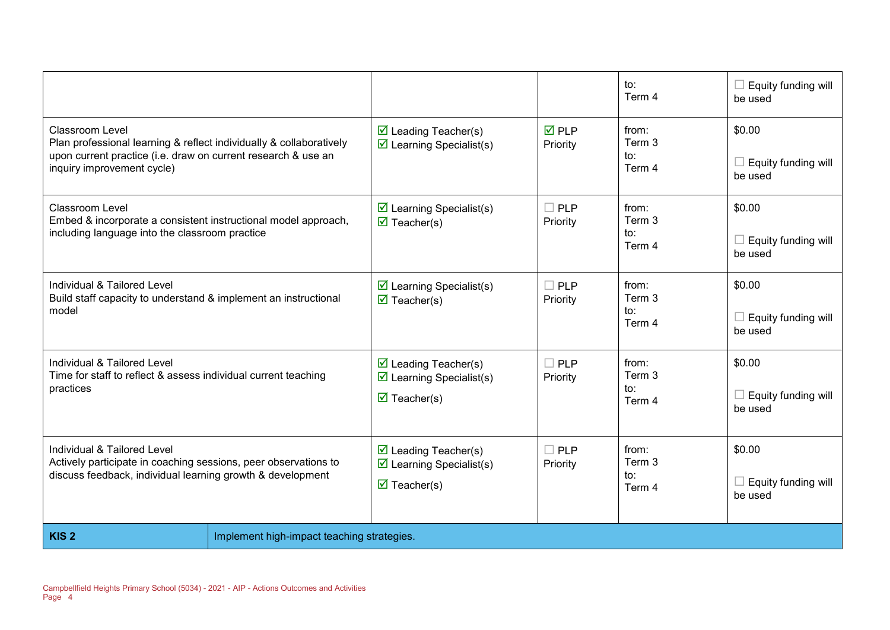| | | | | |
|---|---|---|---|---|
| | | | to:<br>Term 4 | ☐ Equity funding will be used |
| Classroom Level<br>Plan professional learning & reflect individually & collaboratively upon current practice (i.e. draw on current research & use an inquiry improvement cycle) | ☑ Leading Teacher(s)<br>☑ Learning Specialist(s) | ☑ PLP Priority | from:<br>Term 3<br>to:<br>Term 4 | $0.00<br><br>☐ Equity funding will be used |
| Classroom Level<br>Embed & incorporate a consistent instructional model approach, including language into the classroom practice | ☑ Learning Specialist(s)<br>☑ Teacher(s) | ☐ PLP Priority | from:<br>Term 3<br>to:<br>Term 4 | $0.00<br><br>☐ Equity funding will be used |
| Individual & Tailored Level<br>Build staff capacity to understand & implement an instructional model | ☑ Learning Specialist(s)<br>☑ Teacher(s) | ☐ PLP Priority | from:<br>Term 3<br>to:<br>Term 4 | $0.00<br><br>☐ Equity funding will be used |
| Individual & Tailored Level<br>Time for staff to reflect & assess individual current teaching practices | ☑ Leading Teacher(s)<br>☑ Learning Specialist(s)<br><br>☑ Teacher(s) | ☐ PLP Priority | from:<br>Term 3<br>to:<br>Term 4 | $0.00<br><br>☐ Equity funding will be used |
| Individual & Tailored Level<br>Actively participate in coaching sessions, peer observations to discuss feedback, individual learning growth & development | ☑ Leading Teacher(s)<br>☑ Learning Specialist(s)<br><br>☑ Teacher(s) | ☐ PLP Priority | from:<br>Term 3<br>to:<br>Term 4 | $0.00<br><br>☐ Equity funding will be used |

| **KIS 2** | Implement high-impact teaching strategies. |
|---|---|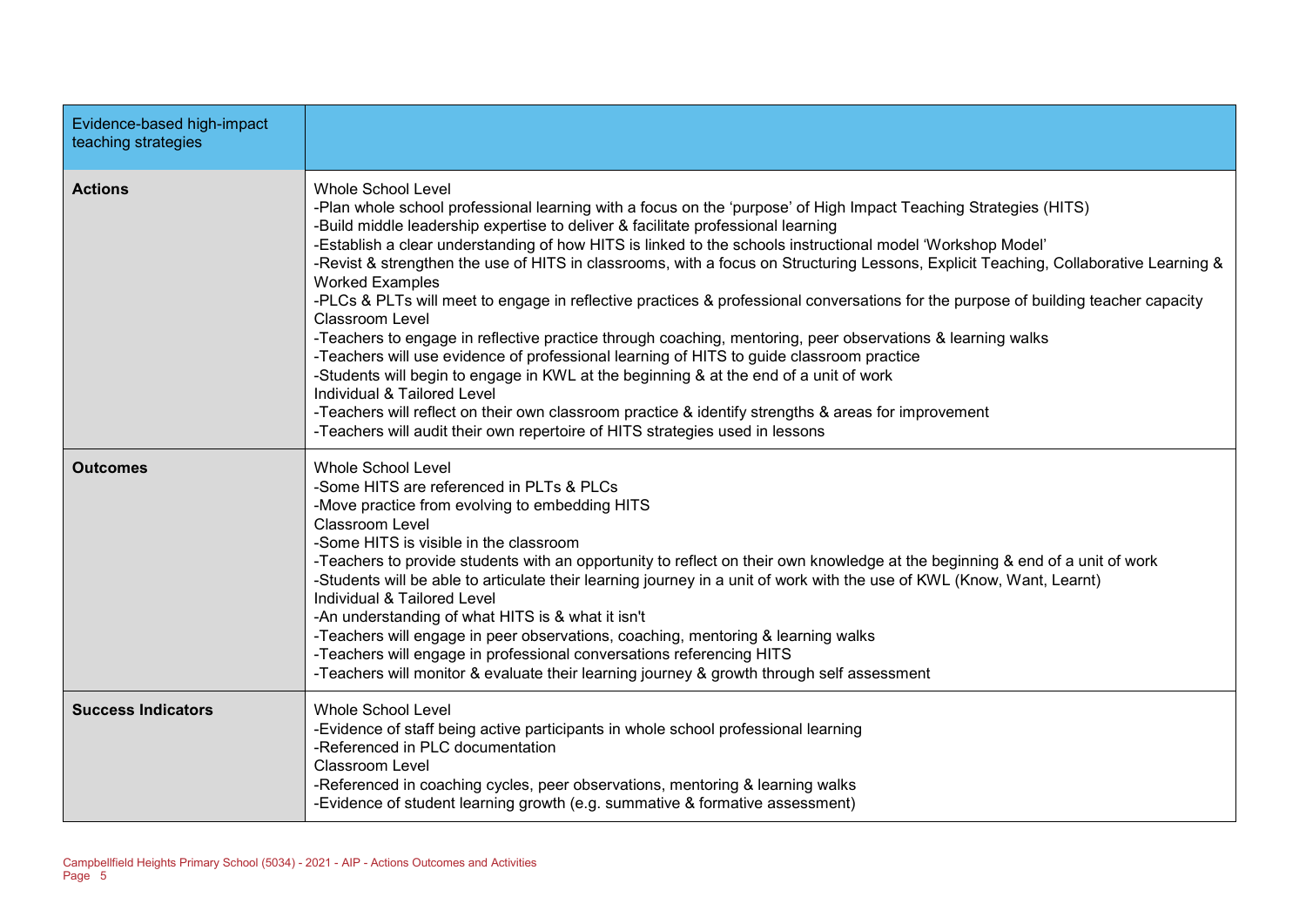| Evidence-based high-impact teaching strategies | |
|---|---|
| **Actions** | Whole School Level<br>-Plan whole school professional learning with a focus on the 'purpose' of High Impact Teaching Strategies (HITS)<br>-Build middle leadership expertise to deliver & facilitate professional learning<br>-Establish a clear understanding of how HITS is linked to the schools instructional model 'Workshop Model'<br>-Revist & strengthen the use of HITS in classrooms, with a focus on Structuring Lessons, Explicit Teaching, Collaborative Learning & Worked Examples<br>-PLCs & PLTs will meet to engage in reflective practices & professional conversations for the purpose of building teacher capacity<br>Classroom Level<br>-Teachers to engage in reflective practice through coaching, mentoring, peer observations & learning walks<br>-Teachers will use evidence of professional learning of HITS to guide classroom practice<br>-Students will begin to engage in KWL at the beginning & at the end of a unit of work<br>Individual & Tailored Level<br>-Teachers will reflect on their own classroom practice & identify strengths & areas for improvement<br>-Teachers will audit their own repertoire of HITS strategies used in lessons |
| **Outcomes** | Whole School Level<br>-Some HITS are referenced in PLTs & PLCs<br>-Move practice from evolving to embedding HITS<br>Classroom Level<br>-Some HITS is visible in the classroom<br>-Teachers to provide students with an opportunity to reflect on their own knowledge at the beginning & end of a unit of work<br>-Students will be able to articulate their learning journey in a unit of work with the use of KWL (Know, Want, Learnt)<br>Individual & Tailored Level<br>-An understanding of what HITS is & what it isn't<br>-Teachers will engage in peer observations, coaching, mentoring & learning walks<br>-Teachers will engage in professional conversations referencing HITS<br>-Teachers will monitor & evaluate their learning journey & growth through self assessment |
| **Success Indicators** | Whole School Level<br>-Evidence of staff being active participants in whole school professional learning<br>-Referenced in PLC documentation<br>Classroom Level<br>-Referenced in coaching cycles, peer observations, mentoring & learning walks<br>-Evidence of student learning growth (e.g. summative & formative assessment) |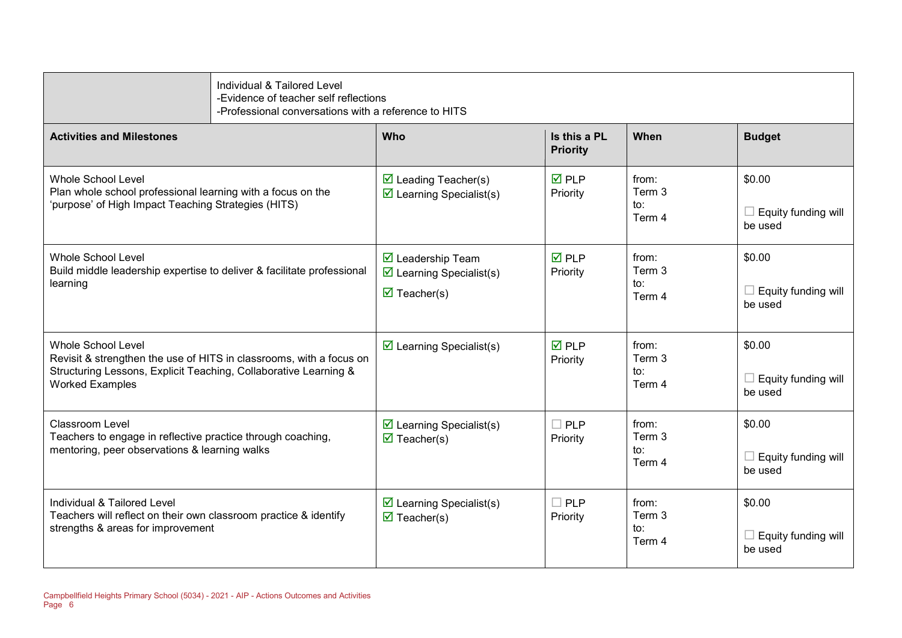| | Individual & Tailored Level<br>-Evidence of teacher self reflections<br>-Professional conversations with a reference to HITS |
|---|---|

| Activities and Milestones | Who | Is this a PL Priority | When | Budget |
|---|---|---|---|---|
| Whole School Level<br>Plan whole school professional learning with a focus on the 'purpose' of High Impact Teaching Strategies (HITS) | ☑ Leading Teacher(s)<br>☑ Learning Specialist(s) | ☑ PLP Priority | from:<br>Term 3<br>to:<br>Term 4 | $0.00<br><br>☐ Equity funding will be used |
| Whole School Level<br>Build middle leadership expertise to deliver & facilitate professional learning | ☑ Leadership Team<br>☑ Learning Specialist(s)<br>☑ Teacher(s) | ☑ PLP Priority | from:<br>Term 3<br>to:<br>Term 4 | $0.00<br><br>☐ Equity funding will be used |
| Whole School Level<br>Revisit & strengthen the use of HITS in classrooms, with a focus on Structuring Lessons, Explicit Teaching, Collaborative Learning & Worked Examples | ☑ Learning Specialist(s) | ☑ PLP Priority | from:<br>Term 3<br>to:<br>Term 4 | $0.00<br><br>☐ Equity funding will be used |
| Classroom Level<br>Teachers to engage in reflective practice through coaching, mentoring, peer observations & learning walks | ☑ Learning Specialist(s)<br>☑ Teacher(s) | ☐ PLP Priority | from:<br>Term 3<br>to:<br>Term 4 | $0.00<br><br>☐ Equity funding will be used |
| Individual & Tailored Level<br>Teachers will reflect on their own classroom practice & identify strengths & areas for improvement | ☑ Learning Specialist(s)<br>☑ Teacher(s) | ☐ PLP Priority | from:<br>Term 3<br>to:<br>Term 4 | $0.00<br><br>☐ Equity funding will be used |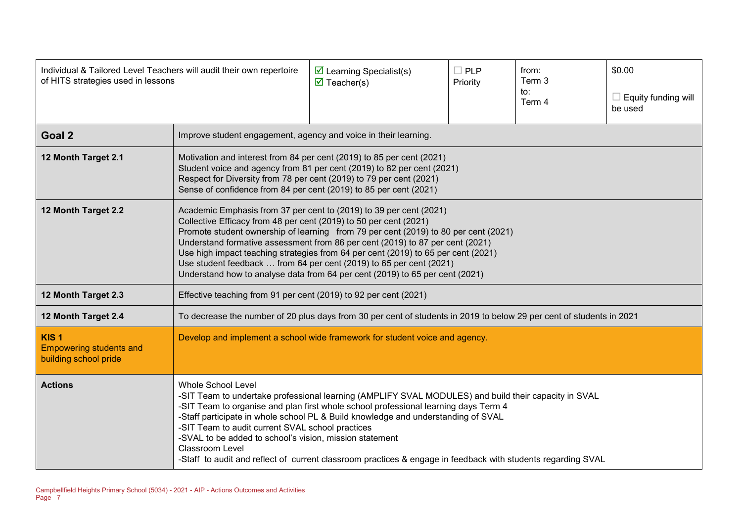| Individual & Tailored Level Teachers will audit their own repertoire of HITS strategies used in lessons | ☑ Learning Specialist(s)<br>☑ Teacher(s) | ☐ PLP Priority | from:<br>Term 3<br>to:<br>Term 4 | $0.00<br><br>☐ Equity funding will be used |
|---|---|---|---|---|

| | |
|---|---|
| **Goal 2** | Improve student engagement, agency and voice in their learning. |
| **12 Month Target 2.1** | Motivation and interest from 84 per cent (2019) to 85 per cent (2021)<br>Student voice and agency from 81 per cent (2019) to 82 per cent (2021)<br>Respect for Diversity from 78 per cent (2019) to 79 per cent (2021)<br>Sense of confidence from 84 per cent (2019) to 85 per cent (2021) |
| **12 Month Target 2.2** | Academic Emphasis from 37 per cent to (2019) to 39 per cent (2021)<br>Collective Efficacy from 48 per cent (2019) to 50 per cent (2021)<br>Promote student ownership of learning  from 79 per cent (2019) to 80 per cent (2021)<br>Understand formative assessment from 86 per cent (2019) to 87 per cent (2021)<br>Use high impact teaching strategies from 64 per cent (2019) to 65 per cent (2021)<br>Use student feedback … from 64 per cent (2019) to 65 per cent (2021)<br>Understand how to analyse data from 64 per cent (2019) to 65 per cent (2021) |
| **12 Month Target 2.3** | Effective teaching from 91 per cent (2019) to 92 per cent (2021) |
| **12 Month Target 2.4** | To decrease the number of 20 plus days from 30 per cent of students in 2019 to below 29 per cent of students in 2021 |
| **KIS 1**<br>Empowering students and building school pride | Develop and implement a school wide framework for student voice and agency. |
| **Actions** | Whole School Level<br>-SIT Team to undertake professional learning (AMPLIFY SVAL MODULES) and build their capacity in SVAL<br>-SIT Team to organise and plan first whole school professional learning days Term 4<br>-Staff participate in whole school PL & Build knowledge and understanding of SVAL<br>-SIT Team to audit current SVAL school practices<br>-SVAL to be added to school's vision, mission statement<br>Classroom Level<br>-Staff  to audit and reflect of  current classroom practices & engage in feedback with students regarding SVAL |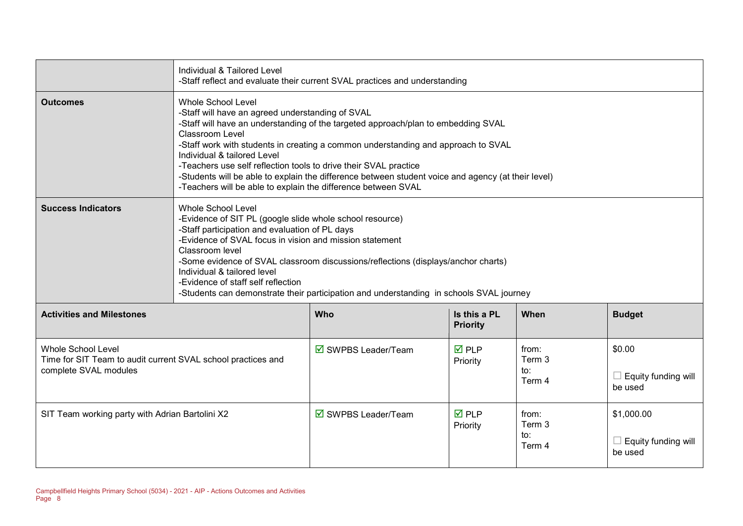| | | | | | |
|---|---|---|---|---|---|
| | Individual & Tailored Level<br>-Staff reflect and evaluate their current SVAL practices and understanding | | | | |
| **Outcomes** | Whole School Level<br>-Staff will have an agreed understanding of SVAL<br>-Staff will have an understanding of the targeted approach/plan to embedding SVAL<br>Classroom Level<br>-Staff work with students in creating a common understanding and approach to SVAL<br>Individual & tailored Level<br>-Teachers use self reflection tools to drive their SVAL practice<br>-Students will be able to explain the difference between student voice and agency (at their level)<br>-Teachers will be able to explain the difference between SVAL | | | | |
| **Success Indicators** | Whole School Level<br>-Evidence of SIT PL (google slide whole school resource)<br>-Staff participation and evaluation of PL days<br>-Evidence of SVAL focus in vision and mission statement<br>Classroom level<br>-Some evidence of SVAL classroom discussions/reflections (displays/anchor charts)<br>Individual & tailored level<br>-Evidence of staff self reflection<br>-Students can demonstrate their participation and understanding in schools SVAL journey | | | | |
| **Activities and Milestones** | | **Who** | **Is this a PL Priority** | **When** | **Budget** |
| Whole School Level<br>Time for SIT Team to audit current SVAL school practices and complete SVAL modules | | ☑ SWPBS Leader/Team | ☑ PLP Priority | from: Term 3<br>to: Term 4 | $0.00<br>☐ Equity funding will be used |
| SIT Team working party with Adrian Bartolini X2 | | ☑ SWPBS Leader/Team | ☑ PLP Priority | from: Term 3<br>to: Term 4 | $1,000.00<br>☐ Equity funding will be used |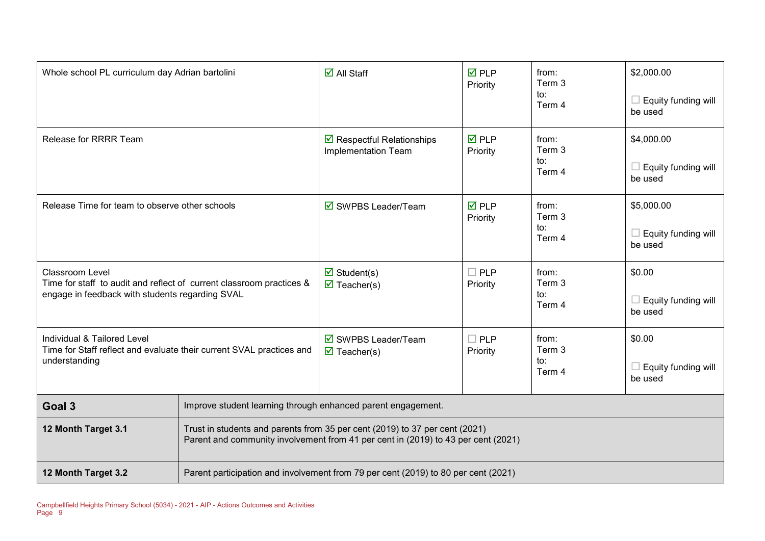| | | | | |
|---|---|---|---|---|
| Whole school PL curriculum day Adrian bartolini | ☑ All Staff | ☑ PLP Priority | from: Term 3 to: Term 4 | $2,000.00 ☐ Equity funding will be used |
| Release for RRRR Team | ☑ Respectful Relationships Implementation Team | ☑ PLP Priority | from: Term 3 to: Term 4 | $4,000.00 ☐ Equity funding will be used |
| Release Time for team to observe other schools | ☑ SWPBS Leader/Team | ☑ PLP Priority | from: Term 3 to: Term 4 | $5,000.00 ☐ Equity funding will be used |
| Classroom Level<br>Time for staff to audit and reflect of current classroom practices & engage in feedback with students regarding SVAL | ☑ Student(s)<br>☑ Teacher(s) | ☐ PLP Priority | from: Term 3 to: Term 4 | $0.00 ☐ Equity funding will be used |
| Individual & Tailored Level<br>Time for Staff reflect and evaluate their current SVAL practices and understanding | ☑ SWPBS Leader/Team<br>☑ Teacher(s) | ☐ PLP Priority | from: Term 3 to: Term 4 | $0.00 ☐ Equity funding will be used |

| | |
|---|---|
| **Goal 3** | Improve student learning through enhanced parent engagement. |
| **12 Month Target 3.1** | Trust in students and parents from 35 per cent (2019) to 37 per cent (2021)<br>Parent and community involvement from 41 per cent in (2019) to 43 per cent (2021) |
| **12 Month Target 3.2** | Parent participation and involvement from 79 per cent (2019) to 80 per cent (2021) |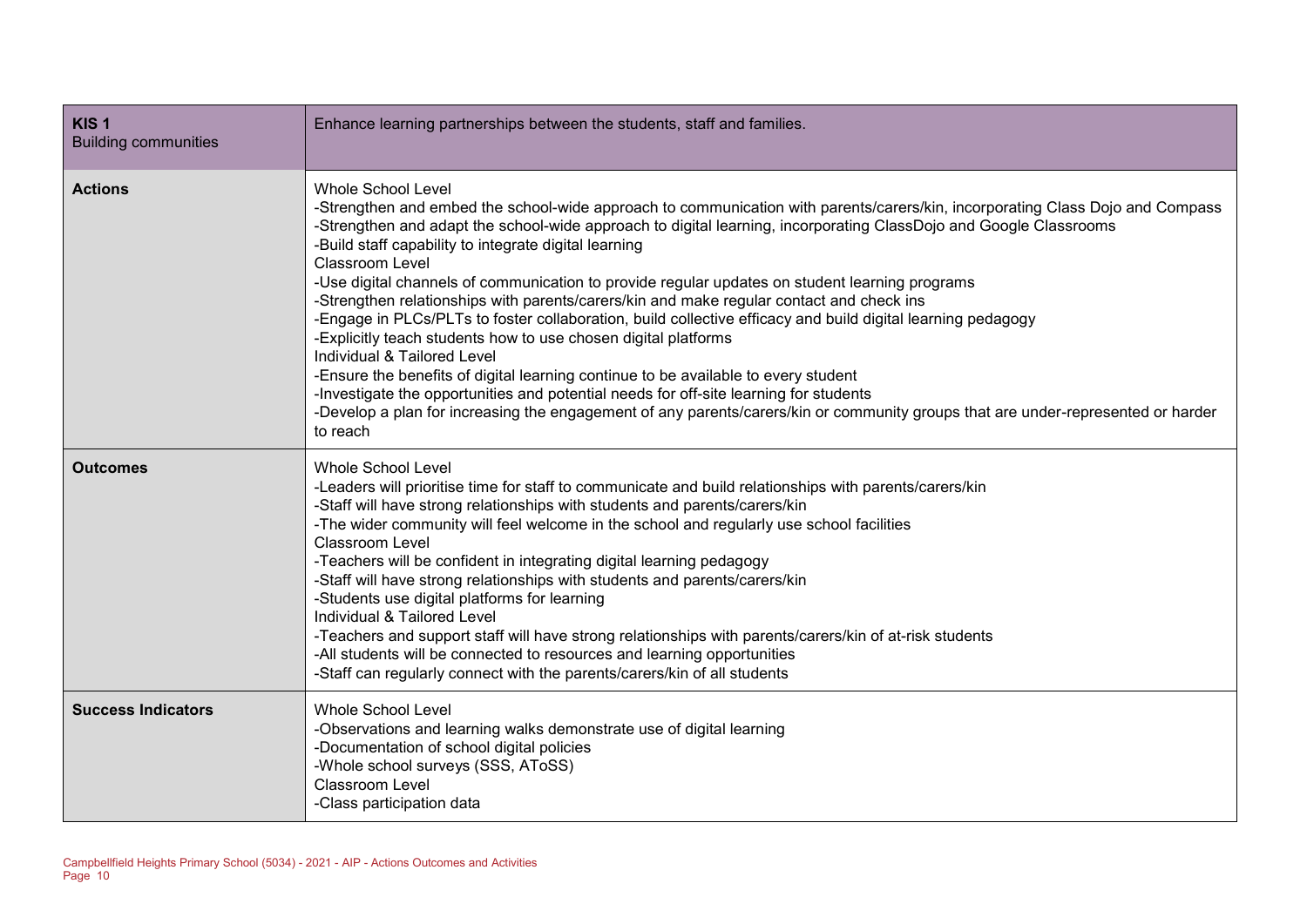| **KIS 1**<br>Building communities | Enhance learning partnerships between the students, staff and families. |
| --- | --- |
| **Actions** | Whole School Level<br>-Strengthen and embed the school-wide approach to communication with parents/carers/kin, incorporating Class Dojo and Compass<br>-Strengthen and adapt the school-wide approach to digital learning, incorporating ClassDojo and Google Classrooms<br>-Build staff capability to integrate digital learning<br>Classroom Level<br>-Use digital channels of communication to provide regular updates on student learning programs<br>-Strengthen relationships with parents/carers/kin and make regular contact and check ins<br>-Engage in PLCs/PLTs to foster collaboration, build collective efficacy and build digital learning pedagogy<br>-Explicitly teach students how to use chosen digital platforms<br>Individual & Tailored Level<br>-Ensure the benefits of digital learning continue to be available to every student<br>-Investigate the opportunities and potential needs for off-site learning for students<br>-Develop a plan for increasing the engagement of any parents/carers/kin or community groups that are under-represented or harder to reach |
| **Outcomes** | Whole School Level<br>-Leaders will prioritise time for staff to communicate and build relationships with parents/carers/kin<br>-Staff will have strong relationships with students and parents/carers/kin<br>-The wider community will feel welcome in the school and regularly use school facilities<br>Classroom Level<br>-Teachers will be confident in integrating digital learning pedagogy<br>-Staff will have strong relationships with students and parents/carers/kin<br>-Students use digital platforms for learning<br>Individual & Tailored Level<br>-Teachers and support staff will have strong relationships with parents/carers/kin of at-risk students<br>-All students will be connected to resources and learning opportunities<br>-Staff can regularly connect with the parents/carers/kin of all students |
| **Success Indicators** | Whole School Level<br>-Observations and learning walks demonstrate use of digital learning<br>-Documentation of school digital policies<br>-Whole school surveys (SSS, AToSS)<br>Classroom Level<br>-Class participation data |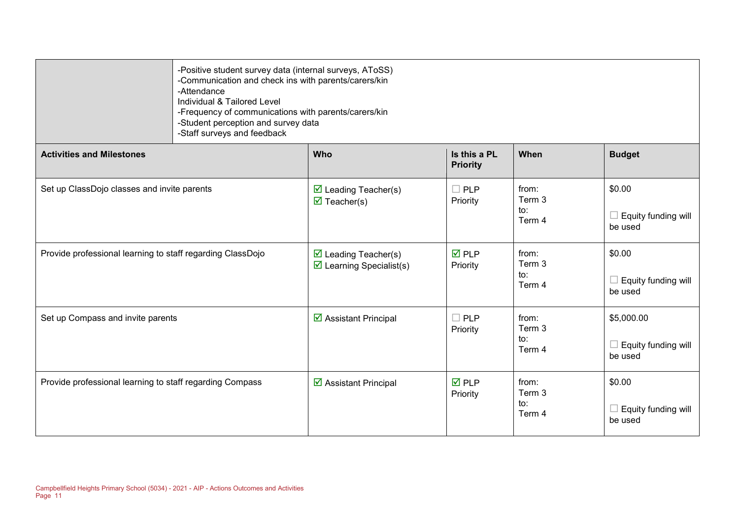| | |
|---|---|
| | -Positive student survey data (internal surveys, AToSS)<br>-Communication and check ins with parents/carers/kin<br>-Attendance<br>Individual & Tailored Level<br>-Frequency of communications with parents/carers/kin<br>-Student perception and survey data<br>-Staff surveys and feedback |

| Activities and Milestones | Who | Is this a PL Priority | When | Budget |
|---|---|---|---|---|
| Set up ClassDojo classes and invite parents | ☑ Leading Teacher(s)<br>☑ Teacher(s) | ☐ PLP Priority | from: Term 3<br>to: Term 4 | $0.00<br><br>☐ Equity funding will be used |
| Provide professional learning to staff regarding ClassDojo | ☑ Leading Teacher(s)<br>☑ Learning Specialist(s) | ☑ PLP Priority | from: Term 3<br>to: Term 4 | $0.00<br><br>☐ Equity funding will be used |
| Set up Compass and invite parents | ☑ Assistant Principal | ☐ PLP Priority | from: Term 3<br>to: Term 4 | $5,000.00<br><br>☐ Equity funding will be used |
| Provide professional learning to staff regarding Compass | ☑ Assistant Principal | ☑ PLP Priority | from: Term 3<br>to: Term 4 | $0.00<br><br>☐ Equity funding will be used |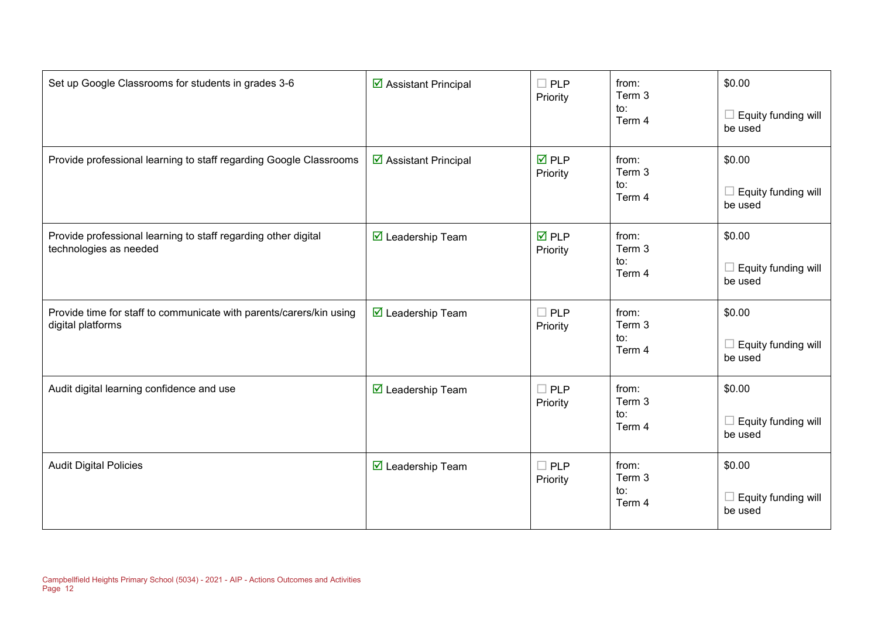| | | | | |
|---|---|---|---|---|
| Set up Google Classrooms for students in grades 3-6 | ☑ Assistant Principal | ☐ PLP Priority | from: Term 3 to: Term 4 | $0.00 ☐ Equity funding will be used |
| Provide professional learning to staff regarding Google Classrooms | ☑ Assistant Principal | ☑ PLP Priority | from: Term 3 to: Term 4 | $0.00 ☐ Equity funding will be used |
| Provide professional learning to staff regarding other digital technologies as needed | ☑ Leadership Team | ☑ PLP Priority | from: Term 3 to: Term 4 | $0.00 ☐ Equity funding will be used |
| Provide time for staff to communicate with parents/carers/kin using digital platforms | ☑ Leadership Team | ☐ PLP Priority | from: Term 3 to: Term 4 | $0.00 ☐ Equity funding will be used |
| Audit digital learning confidence and use | ☑ Leadership Team | ☐ PLP Priority | from: Term 3 to: Term 4 | $0.00 ☐ Equity funding will be used |
| Audit Digital Policies | ☑ Leadership Team | ☐ PLP Priority | from: Term 3 to: Term 4 | $0.00 ☐ Equity funding will be used |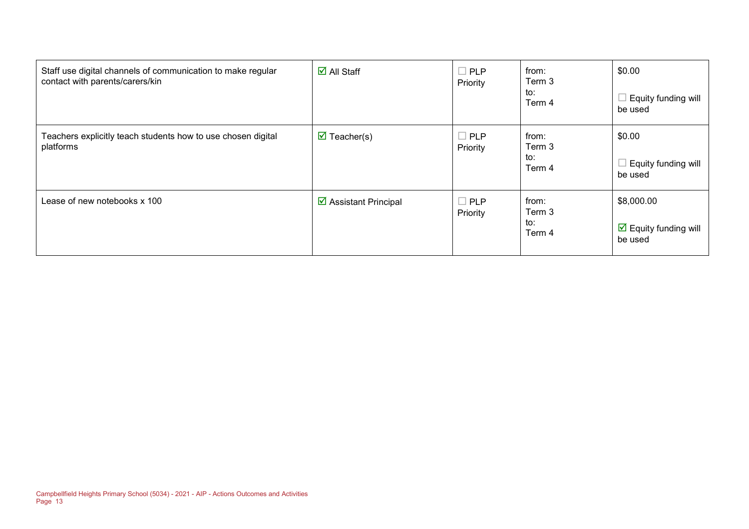| | | | | |
|---|---|---|---|---|
| Staff use digital channels of communication to make regular contact with parents/carers/kin | ☑ All Staff | ☐ PLP Priority | from: Term 3 to: Term 4 | $0.00 ☐ Equity funding will be used |
| Teachers explicitly teach students how to use chosen digital platforms | ☑ Teacher(s) | ☐ PLP Priority | from: Term 3 to: Term 4 | $0.00 ☐ Equity funding will be used |
| Lease of new notebooks x 100 | ☑ Assistant Principal | ☐ PLP Priority | from: Term 3 to: Term 4 | $8,000.00 ☑ Equity funding will be used |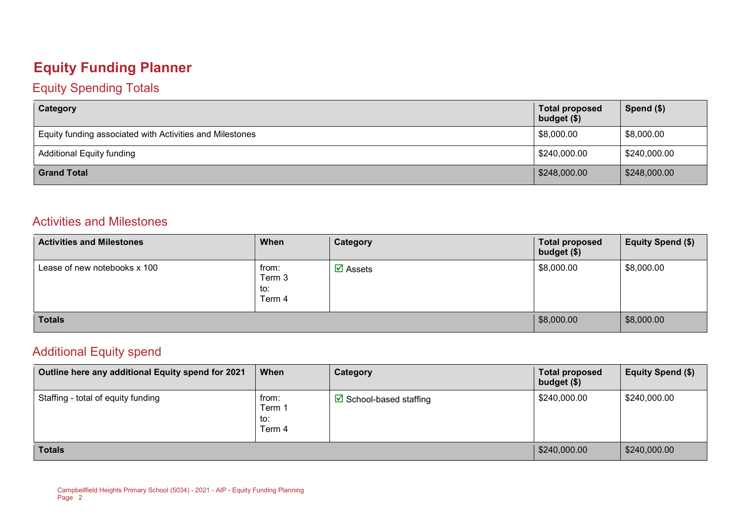# Equity Funding Planner

## Equity Spending Totals

| Category | Total proposed budget ($) | Spend ($) |
|---|---|---|
| Equity funding associated with Activities and Milestones | $8,000.00 | $8,000.00 |
| Additional Equity funding | $240,000.00 | $240,000.00 |
| **Grand Total** | $248,000.00 | $248,000.00 |

## Activities and Milestones

| Activities and Milestones | When | Category | Total proposed budget ($) | Equity Spend ($) |
|---|---|---|---|---|
| Lease of new notebooks x 100 | from: Term 3 to: Term 4 | ☑ Assets | $8,000.00 | $8,000.00 |
| **Totals** | | | $8,000.00 | $8,000.00 |

## Additional Equity spend

| Outline here any additional Equity spend for 2021 | When | Category | Total proposed budget ($) | Equity Spend ($) |
|---|---|---|---|---|
| Staffing - total of equity funding | from: Term 1 to: Term 4 | ☑ School-based staffing | $240,000.00 | $240,000.00 |
| **Totals** | | | $240,000.00 | $240,000.00 |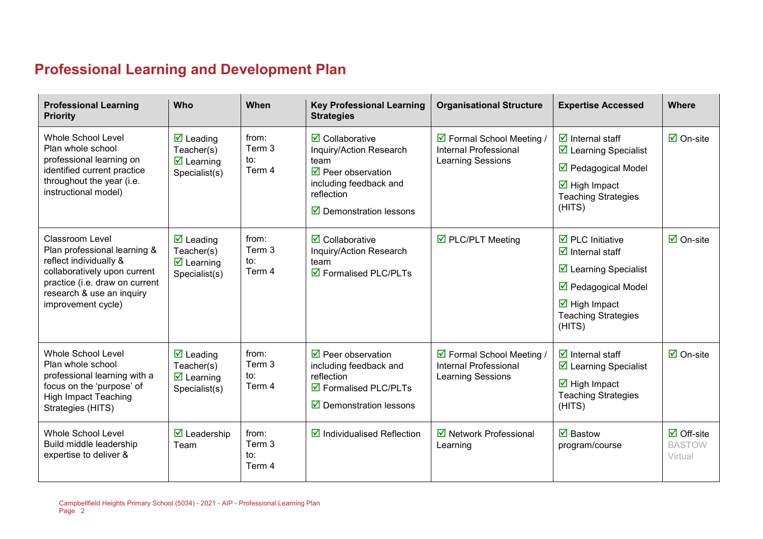# Professional Learning and Development Plan

| Professional Learning Priority | Who | When | Key Professional Learning Strategies | Organisational Structure | Expertise Accessed | Where |
|---|---|---|---|---|---|---|
| Whole School Level Plan whole school professional learning on identified current practice throughout the year (i.e. instructional model) | ☑ Leading Teacher(s) ☑ Learning Specialist(s) | from: Term 3 to: Term 4 | ☑ Collaborative Inquiry/Action Research team ☑ Peer observation including feedback and reflection ☑ Demonstration lessons | ☑ Formal School Meeting / Internal Professional Learning Sessions | ☑ Internal staff ☑ Learning Specialist ☑ Pedagogical Model ☑ High Impact Teaching Strategies (HITS) | ☑ On-site |
| Classroom Level Plan professional learning & reflect individually & collaboratively upon current practice (i.e. draw on current research & use an inquiry improvement cycle) | ☑ Leading Teacher(s) ☑ Learning Specialist(s) | from: Term 3 to: Term 4 | ☑ Collaborative Inquiry/Action Research team ☑ Formalised PLC/PLTs | ☑ PLC/PLT Meeting | ☑ PLC Initiative ☑ Internal staff ☑ Learning Specialist ☑ Pedagogical Model ☑ High Impact Teaching Strategies (HITS) | ☑ On-site |
| Whole School Level Plan whole school professional learning with a focus on the 'purpose' of High Impact Teaching Strategies (HITS) | ☑ Leading Teacher(s) ☑ Learning Specialist(s) | from: Term 3 to: Term 4 | ☑ Peer observation including feedback and reflection ☑ Formalised PLC/PLTs ☑ Demonstration lessons | ☑ Formal School Meeting / Internal Professional Learning Sessions | ☑ Internal staff ☑ Learning Specialist ☑ High Impact Teaching Strategies (HITS) | ☑ On-site |
| Whole School Level Build middle leadership expertise to deliver & | ☑ Leadership Team | from: Term 3 to: Term 4 | ☑ Individualised Reflection | ☑ Network Professional Learning | ☑ Bastow program/course | ☑ Off-site BASTOW Virtual |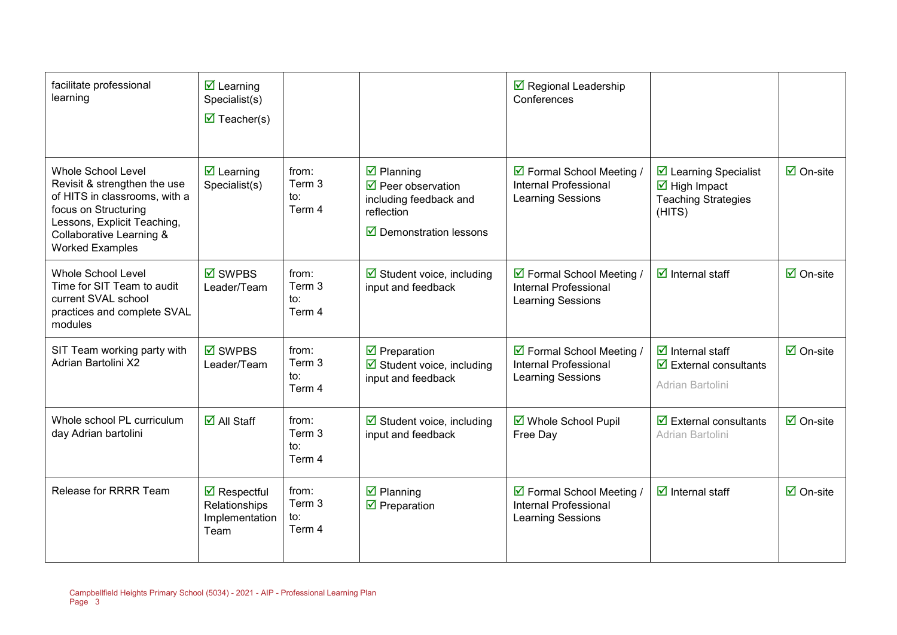| | | | | | | |
|---|---|---|---|---|---|---|
| facilitate professional learning | ☑ Learning Specialist(s)<br>☑ Teacher(s) | | | ☑ Regional Leadership Conferences | | |
| Whole School Level<br>Revisit & strengthen the use of HITS in classrooms, with a focus on Structuring Lessons, Explicit Teaching, Collaborative Learning & Worked Examples | ☑ Learning Specialist(s) | from:<br>Term 3<br>to:<br>Term 4 | ☑ Planning<br>☑ Peer observation including feedback and reflection<br>☑ Demonstration lessons | ☑ Formal School Meeting / Internal Professional Learning Sessions | ☑ Learning Specialist<br>☑ High Impact Teaching Strategies (HITS) | ☑ On-site |
| Whole School Level<br>Time for SIT Team to audit current SVAL school practices and complete SVAL modules | ☑ SWPBS Leader/Team | from:<br>Term 3<br>to:<br>Term 4 | ☑ Student voice, including input and feedback | ☑ Formal School Meeting / Internal Professional Learning Sessions | ☑ Internal staff | ☑ On-site |
| SIT Team working party with Adrian Bartolini X2 | ☑ SWPBS Leader/Team | from:<br>Term 3<br>to:<br>Term 4 | ☑ Preparation<br>☑ Student voice, including input and feedback | ☑ Formal School Meeting / Internal Professional Learning Sessions | ☑ Internal staff<br>☑ External consultants<br>Adrian Bartolini | ☑ On-site |
| Whole school PL curriculum day Adrian bartolini | ☑ All Staff | from:<br>Term 3<br>to:<br>Term 4 | ☑ Student voice, including input and feedback | ☑ Whole School Pupil Free Day | ☑ External consultants<br>Adrian Bartolini | ☑ On-site |
| Release for RRRR Team | ☑ Respectful Relationships Implementation Team | from:<br>Term 3<br>to:<br>Term 4 | ☑ Planning<br>☑ Preparation | ☑ Formal School Meeting / Internal Professional Learning Sessions | ☑ Internal staff | ☑ On-site |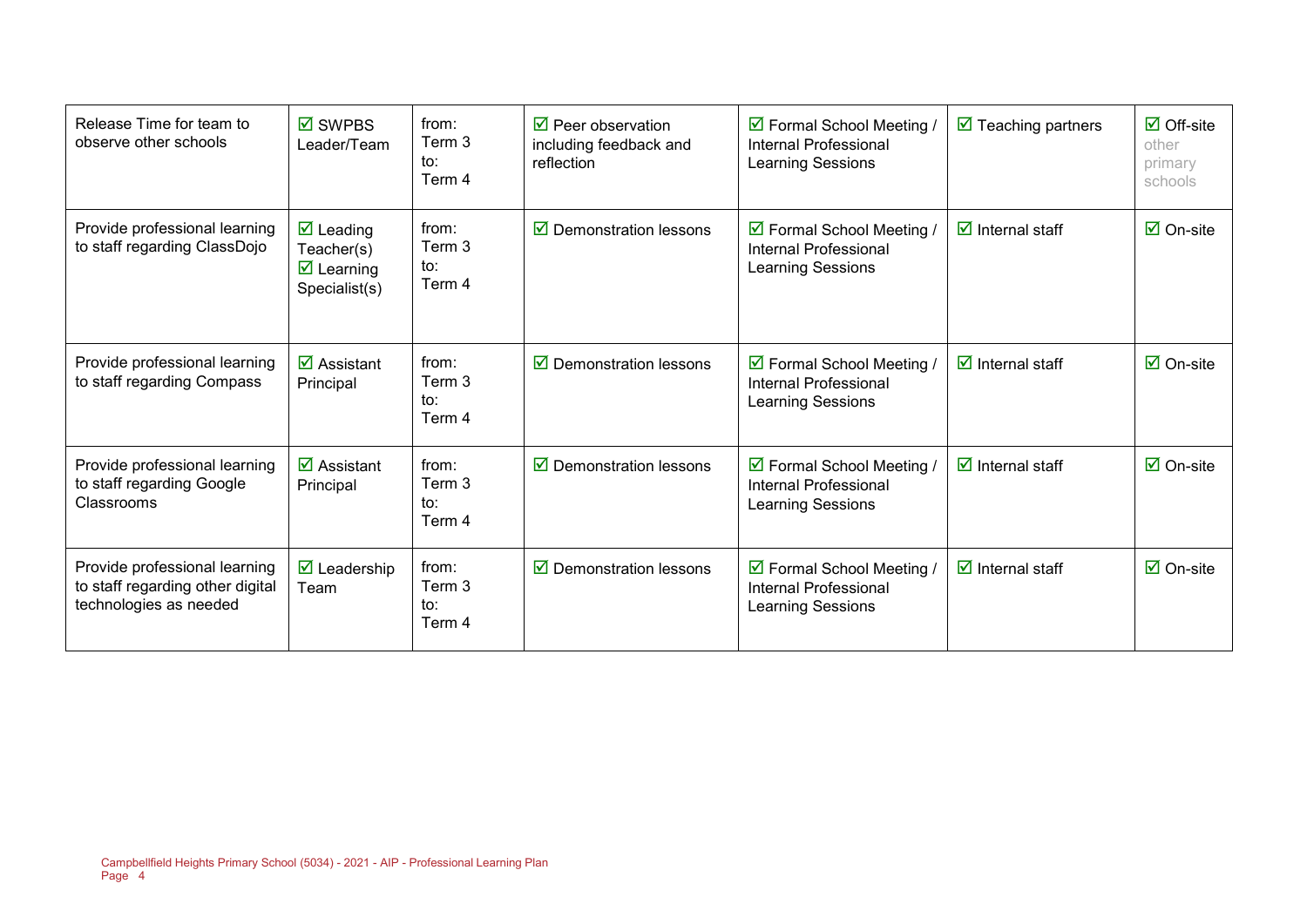| | | | | | | |
|---|---|---|---|---|---|---|
| Release Time for team to observe other schools | ☑ SWPBS Leader/Team | from: Term 3 to: Term 4 | ☑ Peer observation including feedback and reflection | ☑ Formal School Meeting / Internal Professional Learning Sessions | ☑ Teaching partners | ☑ Off-site other primary schools |
| Provide professional learning to staff regarding ClassDojo | ☑ Leading Teacher(s) ☑ Learning Specialist(s) | from: Term 3 to: Term 4 | ☑ Demonstration lessons | ☑ Formal School Meeting / Internal Professional Learning Sessions | ☑ Internal staff | ☑ On-site |
| Provide professional learning to staff regarding Compass | ☑ Assistant Principal | from: Term 3 to: Term 4 | ☑ Demonstration lessons | ☑ Formal School Meeting / Internal Professional Learning Sessions | ☑ Internal staff | ☑ On-site |
| Provide professional learning to staff regarding Google Classrooms | ☑ Assistant Principal | from: Term 3 to: Term 4 | ☑ Demonstration lessons | ☑ Formal School Meeting / Internal Professional Learning Sessions | ☑ Internal staff | ☑ On-site |
| Provide professional learning to staff regarding other digital technologies as needed | ☑ Leadership Team | from: Term 3 to: Term 4 | ☑ Demonstration lessons | ☑ Formal School Meeting / Internal Professional Learning Sessions | ☑ Internal staff | ☑ On-site |